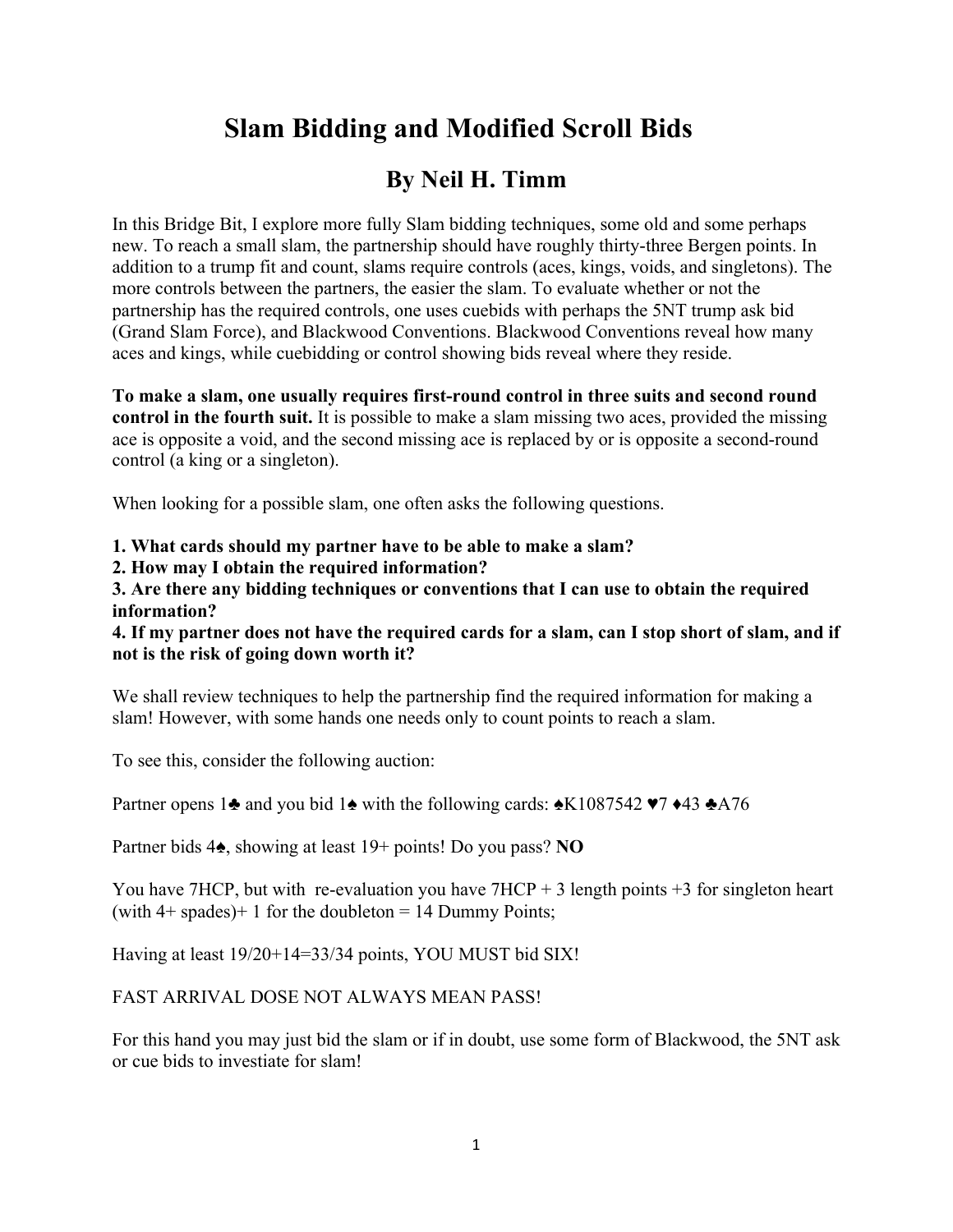# Slam Bidding and Modified Scroll Bids

## By Neil H. Timm

In this Bridge Bit, I explore more fully Slam bidding techniques, some old and some perhaps new. To reach a small slam, the partnership should have roughly thirty-three Bergen points. In addition to a trump fit and count, slams require controls (aces, kings, voids, and singletons). The more controls between the partners, the easier the slam. To evaluate whether or not the partnership has the required controls, one uses cuebids with perhaps the 5NT trump ask bid (Grand Slam Force), and Blackwood Conventions. Blackwood Conventions reveal how many aces and kings, while cuebidding or control showing bids reveal where they reside.

**To make a slam, one usually requires first-round control in three suits and second round control in the fourth suit.** It is possible to make a slam missing two aces, provided the missing ace is opposite a void, and the second missing ace is replaced by or is opposite a second-round control (a king or a singleton).

When looking for a possible slam, one often asks the following questions.

**1. What cards should my partner have to be able to make a slam?**
**2. How may I obtain the required information?**
**3. Are there any bidding techniques or conventions that I can use to obtain the required information?**
**4. If my partner does not have the required cards for a slam, can I stop short of slam, and if not is the risk of going down worth it?**

We shall review techniques to help the partnership find the required information for making a slam! However, with some hands one needs only to count points to reach a slam.

To see this, consider the following auction:

Partner opens 1♣ and you bid 1♠ with the following cards: ♠K1087542 ♥7 ♦43 ♣A76

Partner bids 4♠, showing at least 19+ points! Do you pass? **NO**

You have 7HCP, but with re-evaluation you have 7HCP + 3 length points +3 for singleton heart (with 4+ spades)+ 1 for the doubleton = 14 Dummy Points;

Having at least 19/20+14=33/34 points, YOU MUST bid SIX!

FAST ARRIVAL DOSE NOT ALWAYS MEAN PASS!

For this hand you may just bid the slam or if in doubt, use some form of Blackwood, the 5NT ask or cue bids to investiate for slam!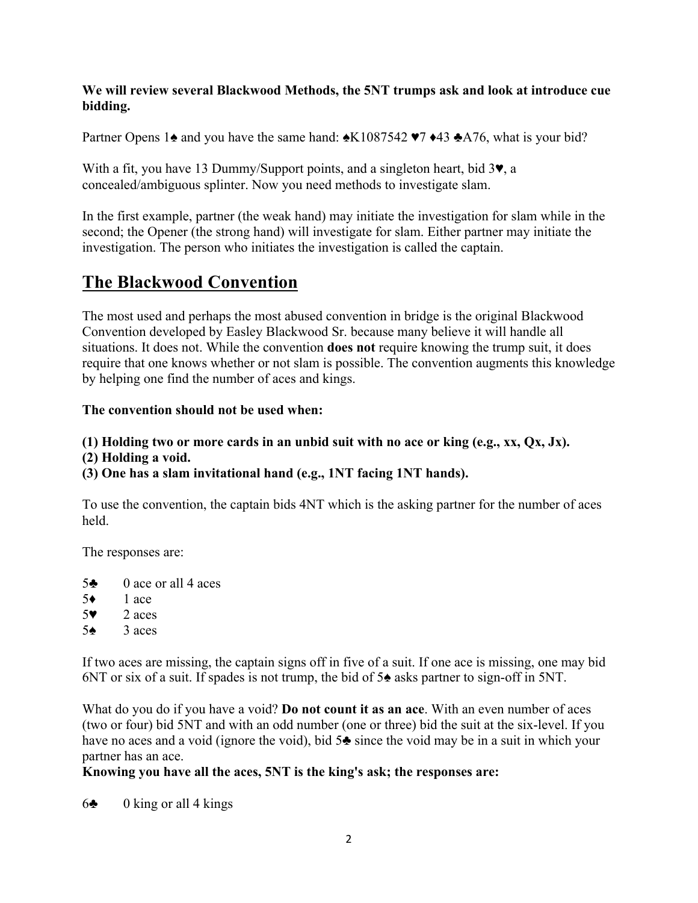**We will review several Blackwood Methods, the 5NT trumps ask and look at introduce cue bidding.**

Partner Opens 1♠ and you have the same hand: ♠K1087542 ♥7 ♦43 ♣A76, what is your bid?

With a fit, you have 13 Dummy/Support points, and a singleton heart, bid 3♥, a concealed/ambiguous splinter. Now you need methods to investigate slam.

In the first example, partner (the weak hand) may initiate the investigation for slam while in the second; the Opener (the strong hand) will investigate for slam. Either partner may initiate the investigation. The person who initiates the investigation is called the captain.

## The Blackwood Convention

The most used and perhaps the most abused convention in bridge is the original Blackwood Convention developed by Easley Blackwood Sr. because many believe it will handle all situations. It does not. While the convention **does not** require knowing the trump suit, it does require that one knows whether or not slam is possible. The convention augments this knowledge by helping one find the number of aces and kings.

**The convention should not be used when:**

**(1) Holding two or more cards in an unbid suit with no ace or king (e.g., xx, Qx, Jx).**
**(2) Holding a void.**
**(3) One has a slam invitational hand (e.g., 1NT facing 1NT hands).**

To use the convention, the captain bids 4NT which is the asking partner for the number of aces held.

The responses are:

5♣ 0 ace or all 4 aces
5♦ 1 ace
5♥ 2 aces
5♠ 3 aces

If two aces are missing, the captain signs off in five of a suit. If one ace is missing, one may bid 6NT or six of a suit. If spades is not trump, the bid of 5♠ asks partner to sign-off in 5NT.

What do you do if you have a void? **Do not count it as an ace**. With an even number of aces (two or four) bid 5NT and with an odd number (one or three) bid the suit at the six-level. If you have no aces and a void (ignore the void), bid 5♣ since the void may be in a suit in which your partner has an ace.

**Knowing you have all the aces, 5NT is the king's ask; the responses are:**

6♣ 0 king or all 4 kings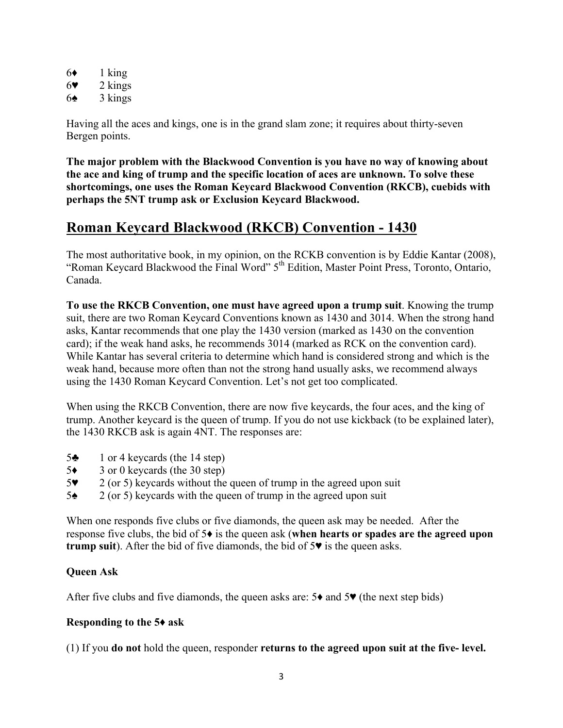6♦ 1 king
6♥ 2 kings
6♠ 3 kings

Having all the aces and kings, one is in the grand slam zone; it requires about thirty-seven Bergen points.

**The major problem with the Blackwood Convention is you have no way of knowing about the ace and king of trump and the specific location of aces are unknown. To solve these shortcomings, one uses the Roman Keycard Blackwood Convention (RKCB), cuebids with perhaps the 5NT trump ask or Exclusion Keycard Blackwood.**

## Roman Keycard Blackwood (RKCB) Convention - 1430

The most authoritative book, in my opinion, on the RCKB convention is by Eddie Kantar (2008), "Roman Keycard Blackwood the Final Word" 5th Edition, Master Point Press, Toronto, Ontario, Canada.

**To use the RKCB Convention, one must have agreed upon a trump suit**. Knowing the trump suit, there are two Roman Keycard Conventions known as 1430 and 3014. When the strong hand asks, Kantar recommends that one play the 1430 version (marked as 1430 on the convention card); if the weak hand asks, he recommends 3014 (marked as RCK on the convention card). While Kantar has several criteria to determine which hand is considered strong and which is the weak hand, because more often than not the strong hand usually asks, we recommend always using the 1430 Roman Keycard Convention. Let's not get too complicated.

When using the RKCB Convention, there are now five keycards, the four aces, and the king of trump. Another keycard is the queen of trump. If you do not use kickback (to be explained later), the 1430 RKCB ask is again 4NT. The responses are:

5♣ 1 or 4 keycards (the 14 step)
5♦ 3 or 0 keycards (the 30 step)
5♥ 2 (or 5) keycards without the queen of trump in the agreed upon suit
5♠ 2 (or 5) keycards with the queen of trump in the agreed upon suit

When one responds five clubs or five diamonds, the queen ask may be needed. After the response five clubs, the bid of 5♦ is the queen ask (**when hearts or spades are the agreed upon trump suit**). After the bid of five diamonds, the bid of 5♥ is the queen asks.

**Queen Ask**

After five clubs and five diamonds, the queen asks are: 5♦ and 5♥ (the next step bids)

**Responding to the 5♦ ask**

(1) If you **do not** hold the queen, responder **returns to the agreed upon suit at the five- level.**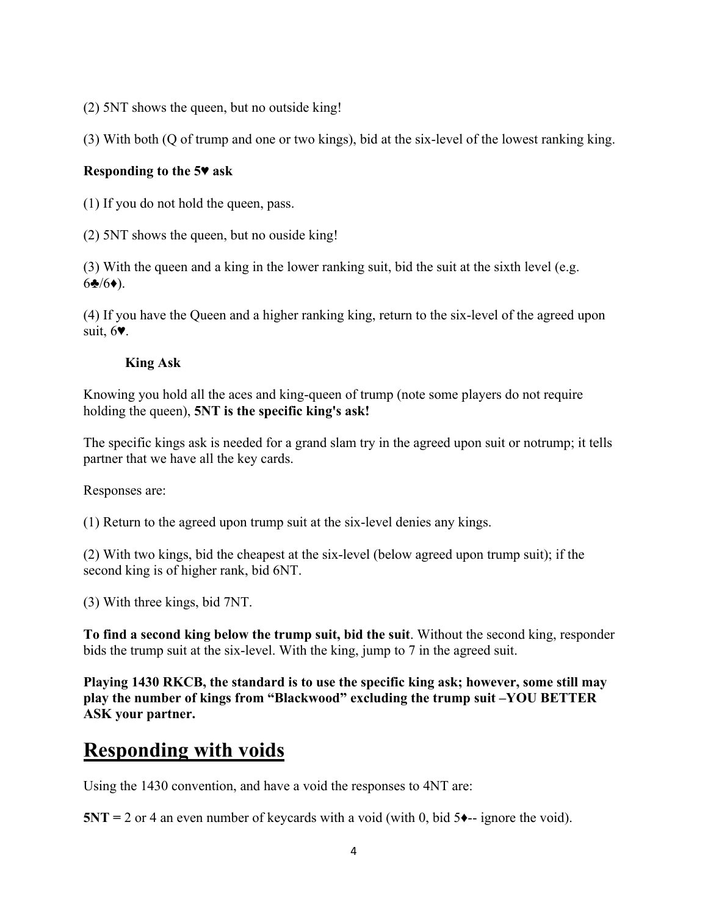(2) 5NT shows the queen, but no outside king!

(3) With both (Q of trump and one or two kings), bid at the six-level of the lowest ranking king.

**Responding to the 5♥ ask**

(1) If you do not hold the queen, pass.

(2) 5NT shows the queen, but no ouside king!

(3) With the queen and a king in the lower ranking suit, bid the suit at the sixth level (e.g. 6♣/6♦).

(4) If you have the Queen and a higher ranking king, return to the six-level of the agreed upon suit, 6♥.

**King Ask**

Knowing you hold all the aces and king-queen of trump (note some players do not require holding the queen), **5NT is the specific king's ask!**

The specific kings ask is needed for a grand slam try in the agreed upon suit or notrump; it tells partner that we have all the key cards.

Responses are:

(1) Return to the agreed upon trump suit at the six-level denies any kings.

(2) With two kings, bid the cheapest at the six-level (below agreed upon trump suit); if the second king is of higher rank, bid 6NT.

(3) With three kings, bid 7NT.

**To find a second king below the trump suit, bid the suit**. Without the second king, responder bids the trump suit at the six-level. With the king, jump to 7 in the agreed suit.

**Playing 1430 RKCB, the standard is to use the specific king ask; however, some still may play the number of kings from "Blackwood" excluding the trump suit –YOU BETTER ASK your partner.**

## Responding with voids

Using the 1430 convention, and have a void the responses to 4NT are:

**5NT =** 2 or 4 an even number of keycards with a void (with 0, bid 5♦-- ignore the void).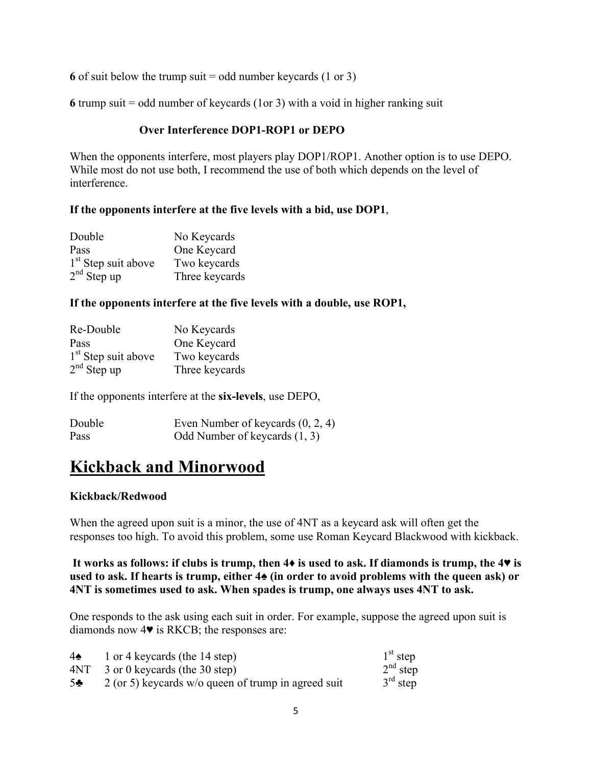**6** of suit below the trump suit = odd number keycards (1 or 3)

**6** trump suit = odd number of keycards (1or 3) with a void in higher ranking suit

### Over Interference DOP1-ROP1 or DEPO

When the opponents interfere, most players play DOP1/ROP1. Another option is to use DEPO. While most do not use both, I recommend the use of both which depends on the level of interference.

**If the opponents interfere at the five levels with a bid, use DOP1**,

| | |
|---|---|
| Double | No Keycards |
| Pass | One Keycard |
| 1st Step suit above | Two keycards |
| 2nd Step up | Three keycards |

**If the opponents interfere at the five levels with a double, use ROP1,**

| | |
|---|---|
| Re-Double | No Keycards |
| Pass | One Keycard |
| 1st Step suit above | Two keycards |
| 2nd Step up | Three keycards |

If the opponents interfere at the **six-levels**, use DEPO,

| | |
|---|---|
| Double | Even Number of keycards (0, 2, 4) |
| Pass | Odd Number of keycards (1, 3) |

# Kickback and Minorwood

**Kickback/Redwood**

When the agreed upon suit is a minor, the use of 4NT as a keycard ask will often get the responses too high. To avoid this problem, some use Roman Keycard Blackwood with kickback.

**It works as follows: if clubs is trump, then 4♦ is used to ask. If diamonds is trump, the 4♥ is used to ask. If hearts is trump, either 4♠ (in order to avoid problems with the queen ask) or 4NT is sometimes used to ask. When spades is trump, one always uses 4NT to ask.**

One responds to the ask using each suit in order. For example, suppose the agreed upon suit is diamonds now 4♥ is RKCB; the responses are:

| | | |
|---|---|---|
| 4♠ | 1 or 4 keycards (the 14 step) | 1st step |
| 4NT | 3 or 0 keycards (the 30 step) | 2nd step |
| 5♣ | 2 (or 5) keycards w/o queen of trump in agreed suit | 3rd step |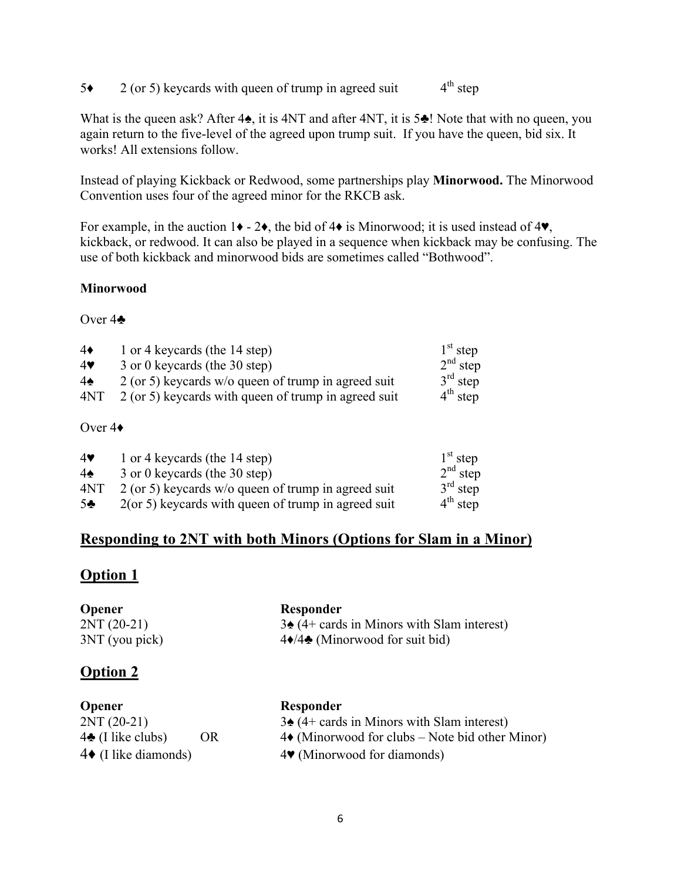| | | |
|---|---|---|
| 5♦ | 2 (or 5) keycards with queen of trump in agreed suit | 4th step |

What is the queen ask? After 4♠, it is 4NT and after 4NT, it is 5♣! Note that with no queen, you again return to the five-level of the agreed upon trump suit. If you have the queen, bid six. It works! All extensions follow.

Instead of playing Kickback or Redwood, some partnerships play **Minorwood.** The Minorwood Convention uses four of the agreed minor for the RKCB ask.

For example, in the auction 1♦ - 2♦, the bid of 4♦ is Minorwood; it is used instead of 4♥, kickback, or redwood. It can also be played in a sequence when kickback may be confusing. The use of both kickback and minorwood bids are sometimes called "Bothwood".

**Minorwood**

Over 4♣

| | | |
|---|---|---|
| 4♦ | 1 or 4 keycards (the 14 step) | 1st step |
| 4♥ | 3 or 0 keycards (the 30 step) | 2nd step |
| 4♠ | 2 (or 5) keycards w/o queen of trump in agreed suit | 3rd step |
| 4NT | 2 (or 5) keycards with queen of trump in agreed suit | 4th step |

Over 4♦

| | | |
|---|---|---|
| 4♥ | 1 or 4 keycards (the 14 step) | 1st step |
| 4♠ | 3 or 0 keycards (the 30 step) | 2nd step |
| 4NT | 2 (or 5) keycards w/o queen of trump in agreed suit | 3rd step |
| 5♣ | 2(or 5) keycards with queen of trump in agreed suit | 4th step |

## Responding to 2NT with both Minors (Options for Slam in a Minor)

## Option 1

| **Opener** | **Responder** |
|---|---|
| 2NT (20-21) | 3♠ (4+ cards in Minors with Slam interest) |
| 3NT (you pick) | 4♦/4♣ (Minorwood for suit bid) |

## Option 2

| **Opener** | | **Responder** |
|---|---|---|
| 2NT (20-21) | | 3♠ (4+ cards in Minors with Slam interest) |
| 4♣ (I like clubs) | OR | 4♦ (Minorwood for clubs – Note bid other Minor) |
| 4♦ (I like diamonds) | | 4♥ (Minorwood for diamonds) |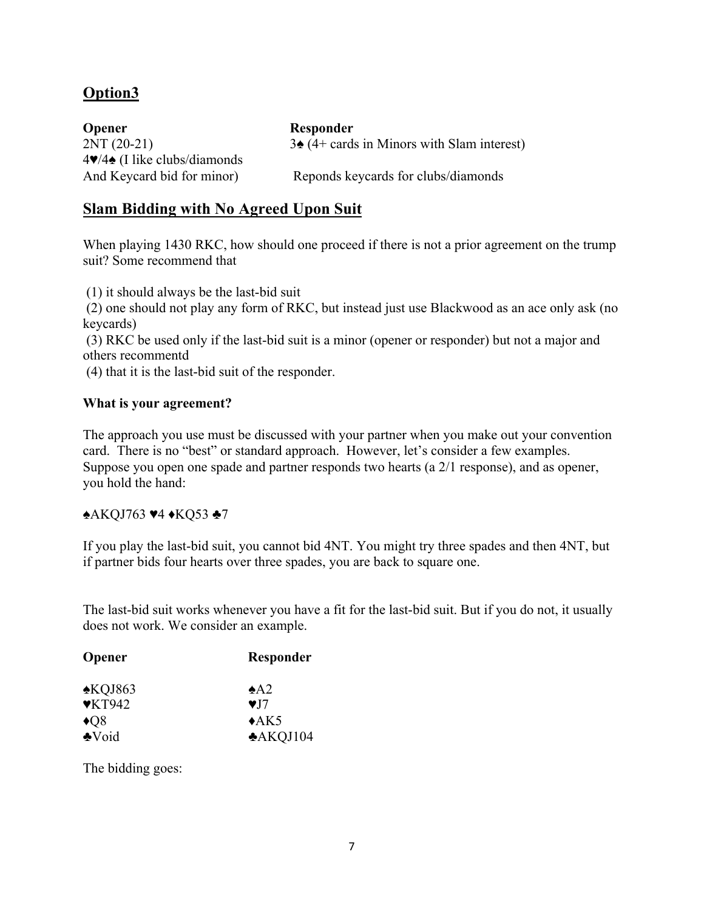## Option3

| Opener | Responder |
| --- | --- |
| 2NT (20-21) | 3♠ (4+ cards in Minors with Slam interest) |
| 4♥/4♠ (I like clubs/diamonds And Keycard bid for minor) | Reponds keycards for clubs/diamonds |

## Slam Bidding with No Agreed Upon Suit

When playing 1430 RKC, how should one proceed if there is not a prior agreement on the trump suit? Some recommend that

(1) it should always be the last-bid suit
(2) one should not play any form of RKC, but instead just use Blackwood as an ace only ask (no keycards)
(3) RKC be used only if the last-bid suit is a minor (opener or responder) but not a major and others recommentd
(4) that it is the last-bid suit of the responder.

**What is your agreement?**

The approach you use must be discussed with your partner when you make out your convention card. There is no "best" or standard approach. However, let's consider a few examples. Suppose you open one spade and partner responds two hearts (a 2/1 response), and as opener, you hold the hand:

♠AKQJ763 ♥4 ♦KQ53 ♣7

If you play the last-bid suit, you cannot bid 4NT. You might try three spades and then 4NT, but if partner bids four hearts over three spades, you are back to square one.

The last-bid suit works whenever you have a fit for the last-bid suit. But if you do not, it usually does not work. We consider an example.

| Opener | Responder |
| --- | --- |
| ♠KQJ863 | ♠A2 |
| ♥KT942 | ♥J7 |
| ♦Q8 | ♦AK5 |
| ♣Void | ♣AKQJ104 |

The bidding goes: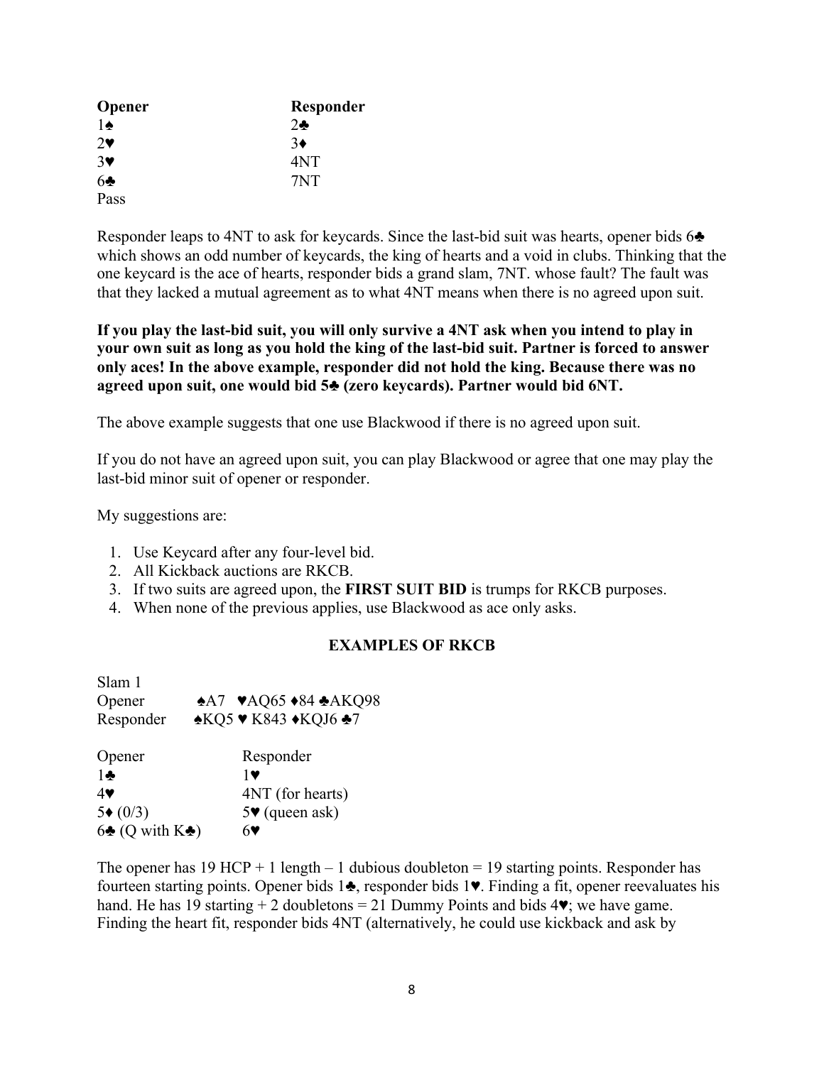| Opener | Responder |
|---|---|
| 1♠ | 2♣ |
| 2♥ | 3♦ |
| 3♥ | 4NT |
| 6♣ | 7NT |
| Pass | |

Responder leaps to 4NT to ask for keycards. Since the last-bid suit was hearts, opener bids 6♣ which shows an odd number of keycards, the king of hearts and a void in clubs. Thinking that the one keycard is the ace of hearts, responder bids a grand slam, 7NT. whose fault? The fault was that they lacked a mutual agreement as to what 4NT means when there is no agreed upon suit.

**If you play the last-bid suit, you will only survive a 4NT ask when you intend to play in your own suit as long as you hold the king of the last-bid suit. Partner is forced to answer only aces! In the above example, responder did not hold the king. Because there was no agreed upon suit, one would bid 5♣ (zero keycards). Partner would bid 6NT.**

The above example suggests that one use Blackwood if there is no agreed upon suit.

If you do not have an agreed upon suit, you can play Blackwood or agree that one may play the last-bid minor suit of opener or responder.

My suggestions are:

1. Use Keycard after any four-level bid.
2. All Kickback auctions are RKCB.
3. If two suits are agreed upon, the **FIRST SUIT BID** is trumps for RKCB purposes.
4. When none of the previous applies, use Blackwood as ace only asks.

### EXAMPLES OF RKCB

Slam 1

Opener ♠A7 ♥AQ65 ♦84 ♣AKQ98

Responder ♠KQ5 ♥ K843 ♦KQJ6 ♣7

| Opener | Responder |
|---|---|
| 1♣ | 1♥ |
| 4♥ | 4NT (for hearts) |
| 5♦ (0/3) | 5♥ (queen ask) |
| 6♣ (Q with K♣) | 6♥ |

The opener has 19 HCP + 1 length – 1 dubious doubleton = 19 starting points. Responder has fourteen starting points. Opener bids 1♣, responder bids 1♥. Finding a fit, opener reevaluates his hand. He has 19 starting + 2 doubletons = 21 Dummy Points and bids 4♥; we have game. Finding the heart fit, responder bids 4NT (alternatively, he could use kickback and ask by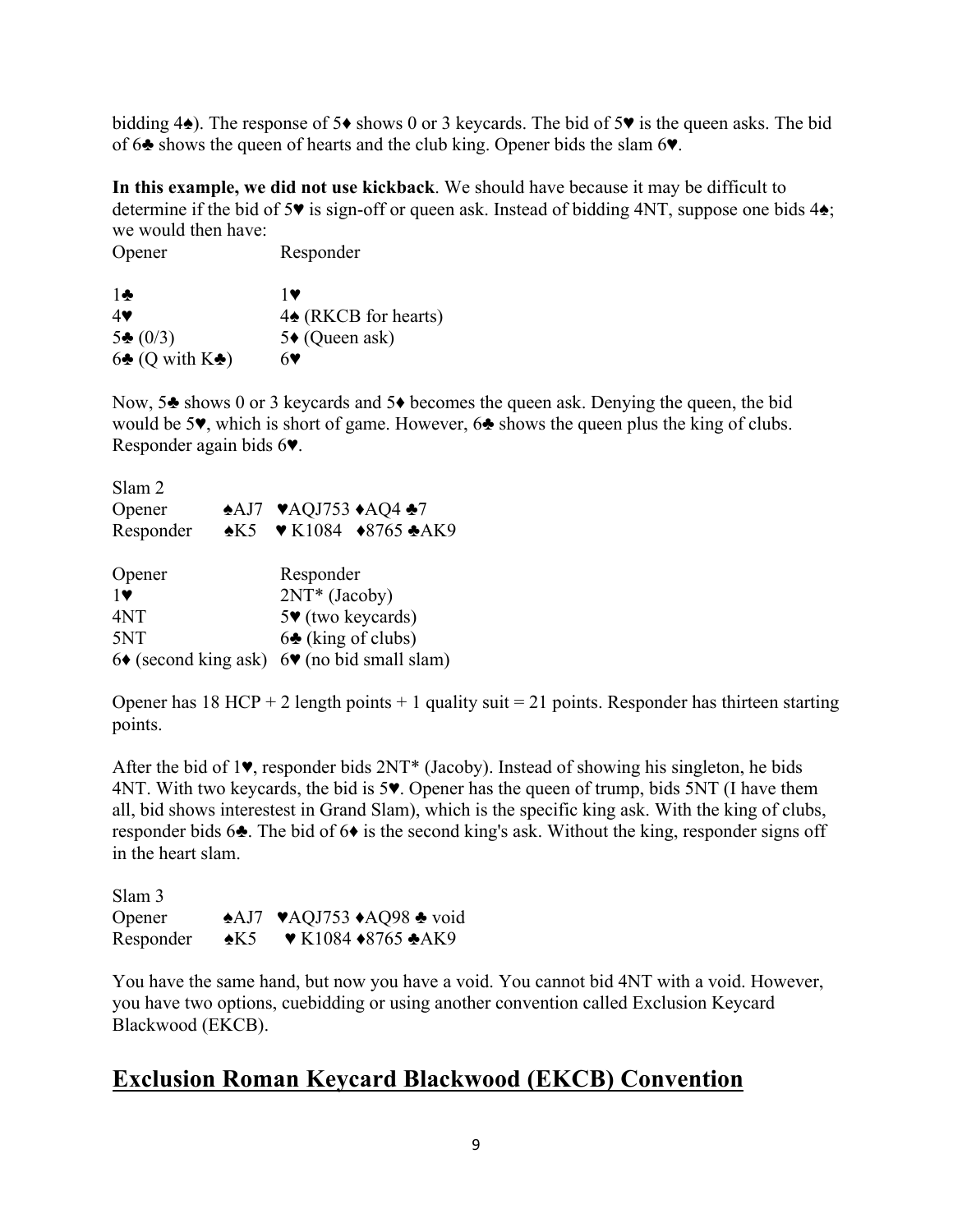bidding 4♠). The response of 5♦ shows 0 or 3 keycards. The bid of 5♥ is the queen asks. The bid of 6♣ shows the queen of hearts and the club king. Opener bids the slam 6♥.

**In this example, we did not use kickback**. We should have because it may be difficult to determine if the bid of 5♥ is sign-off or queen ask. Instead of bidding 4NT, suppose one bids 4♠; we would then have:

| Opener | Responder |
|---|---|
| 1♣ | 1♥ |
| 4♥ | 4♠ (RKCB for hearts) |
| 5♣ (0/3) | 5♦ (Queen ask) |
| 6♣ (Q with K♣) | 6♥ |

Now, 5♣ shows 0 or 3 keycards and 5♦ becomes the queen ask. Denying the queen, the bid would be 5♥, which is short of game. However, 6♣ shows the queen plus the king of clubs. Responder again bids 6♥.

Slam 2

Opener ♠AJ7 ♥AQJ753 ♦AQ4 ♣7
Responder ♠K5 ♥ K1084 ♦8765 ♣AK9

| Opener | Responder |
|---|---|
| 1♥ | 2NT* (Jacoby) |
| 4NT | 5♥ (two keycards) |
| 5NT | 6♣ (king of clubs) |
| 6♦ (second king ask) | 6♥ (no bid small slam) |

Opener has 18 HCP + 2 length points + 1 quality suit = 21 points. Responder has thirteen starting points.

After the bid of 1♥, responder bids 2NT* (Jacoby). Instead of showing his singleton, he bids 4NT. With two keycards, the bid is 5♥. Opener has the queen of trump, bids 5NT (I have them all, bid shows interestest in Grand Slam), which is the specific king ask. With the king of clubs, responder bids 6♣. The bid of 6♦ is the second king's ask. Without the king, responder signs off in the heart slam.

Slam 3

Opener ♠AJ7 ♥AQJ753 ♦AQ98 ♣ void
Responder ♠K5 ♥ K1084 ♦8765 ♣AK9

You have the same hand, but now you have a void. You cannot bid 4NT with a void. However, you have two options, cuebidding or using another convention called Exclusion Keycard Blackwood (EKCB).

## Exclusion Roman Keycard Blackwood (EKCB) Convention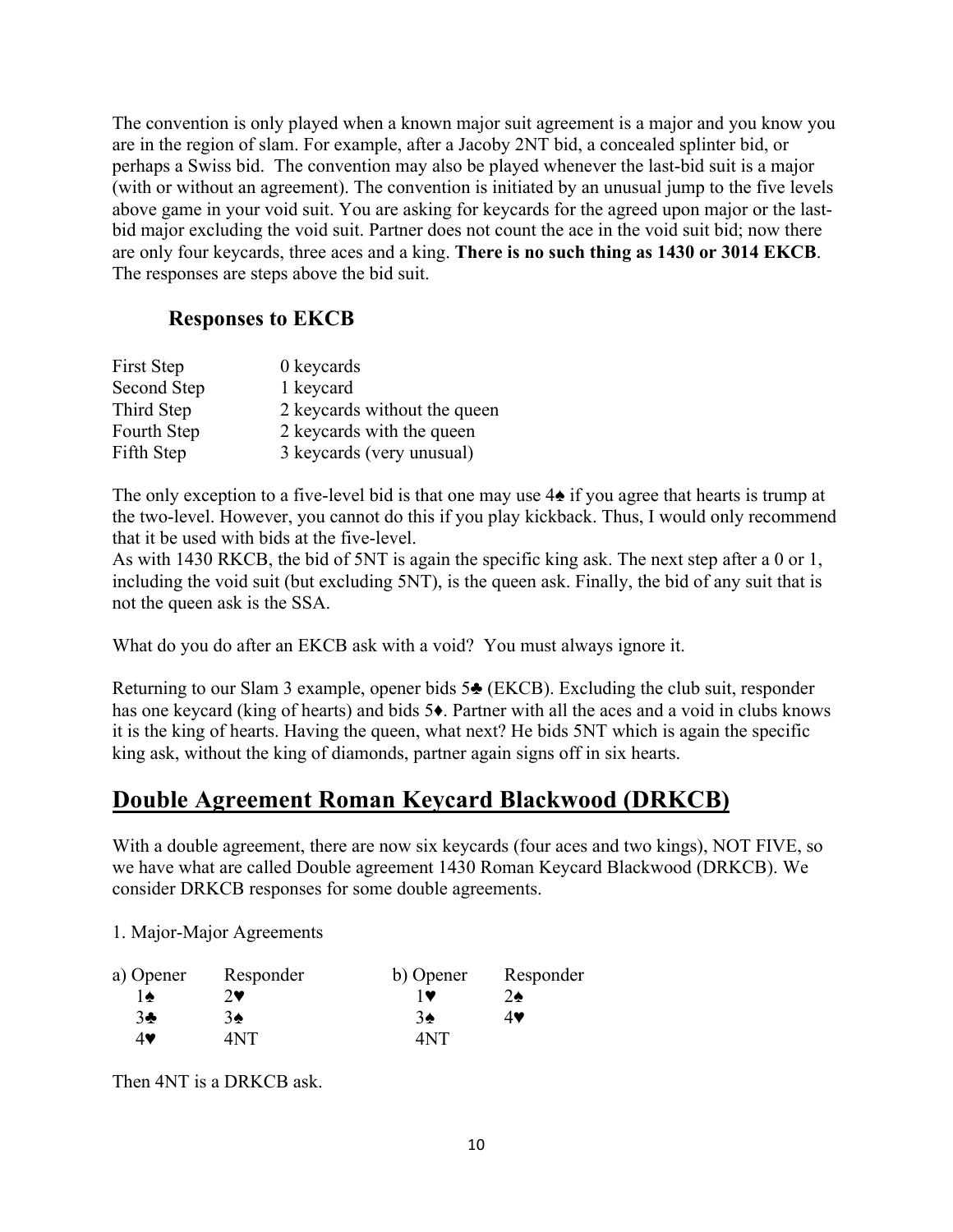The convention is only played when a known major suit agreement is a major and you know you are in the region of slam. For example, after a Jacoby 2NT bid, a concealed splinter bid, or perhaps a Swiss bid. The convention may also be played whenever the last-bid suit is a major (with or without an agreement). The convention is initiated by an unusual jump to the five levels above game in your void suit. You are asking for keycards for the agreed upon major or the last-bid major excluding the void suit. Partner does not count the ace in the void suit bid; now there are only four keycards, three aces and a king. **There is no such thing as 1430 or 3014 EKCB**. The responses are steps above the bid suit.

### Responses to EKCB

| | |
|---|---|
| First Step | 0 keycards |
| Second Step | 1 keycard |
| Third Step | 2 keycards without the queen |
| Fourth Step | 2 keycards with the queen |
| Fifth Step | 3 keycards (very unusual) |

The only exception to a five-level bid is that one may use 4♠ if you agree that hearts is trump at the two-level. However, you cannot do this if you play kickback. Thus, I would only recommend that it be used with bids at the five-level.
As with 1430 RKCB, the bid of 5NT is again the specific king ask. The next step after a 0 or 1, including the void suit (but excluding 5NT), is the queen ask. Finally, the bid of any suit that is not the queen ask is the SSA.

What do you do after an EKCB ask with a void? You must always ignore it.

Returning to our Slam 3 example, opener bids 5♣ (EKCB). Excluding the club suit, responder has one keycard (king of hearts) and bids 5♦. Partner with all the aces and a void in clubs knows it is the king of hearts. Having the queen, what next? He bids 5NT which is again the specific king ask, without the king of diamonds, partner again signs off in six hearts.

## Double Agreement Roman Keycard Blackwood (DRKCB)

With a double agreement, there are now six keycards (four aces and two kings), NOT FIVE, so we have what are called Double agreement 1430 Roman Keycard Blackwood (DRKCB). We consider DRKCB responses for some double agreements.

1. Major-Major Agreements

| a) Opener | Responder | b) Opener | Responder |
|---|---|---|---|
| 1♠ | 2♥ | 1♥ | 2♠ |
| 3♣ | 3♠ | 3♠ | 4♥ |
| 4♥ | 4NT | 4NT | |

Then 4NT is a DRKCB ask.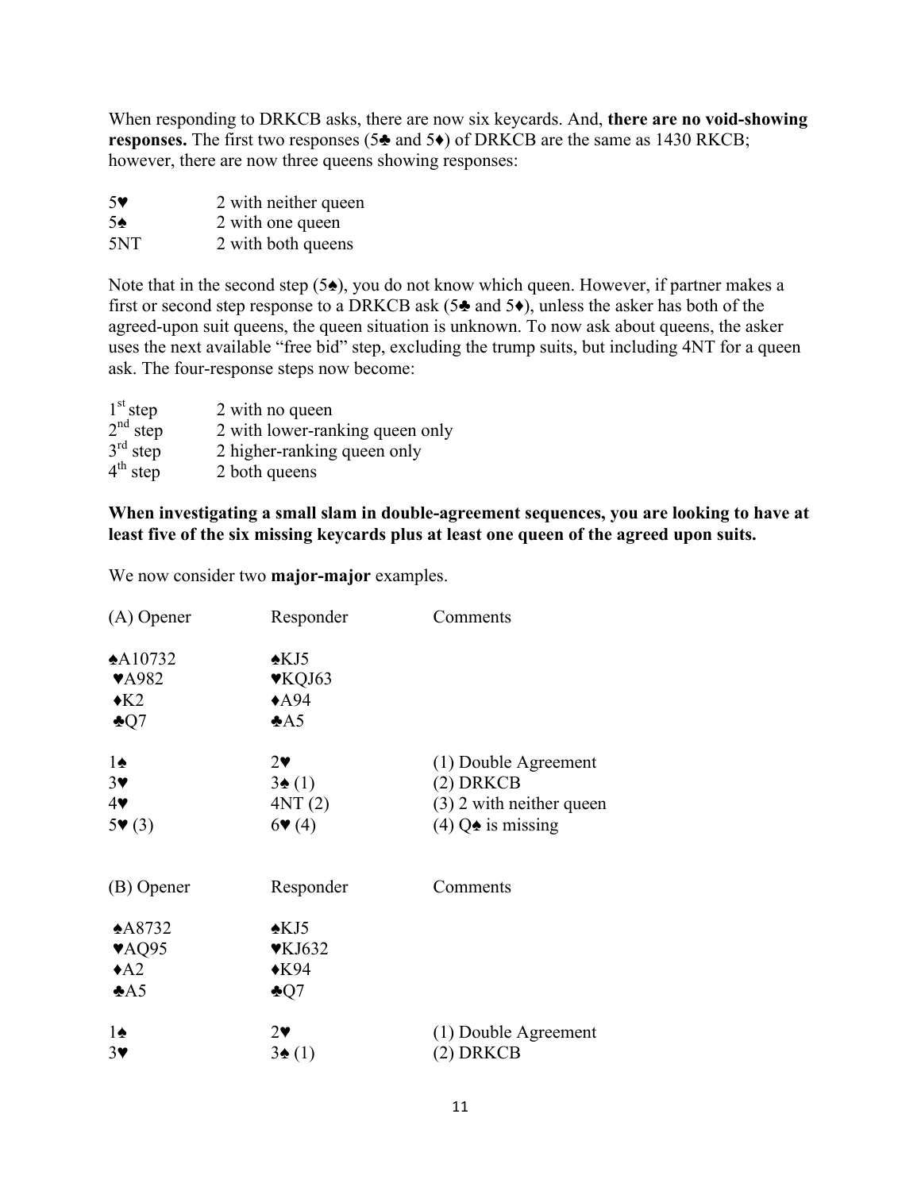When responding to DRKCB asks, there are now six keycards. And, **there are no void-showing responses.** The first two responses (5♣ and 5♦) of DRKCB are the same as 1430 RKCB; however, there are now three queens showing responses:

| | |
|---|---|
| 5♥ | 2 with neither queen |
| 5♠ | 2 with one queen |
| 5NT | 2 with both queens |

Note that in the second step (5♠), you do not know which queen. However, if partner makes a first or second step response to a DRKCB ask (5♣ and 5♦), unless the asker has both of the agreed-upon suit queens, the queen situation is unknown. To now ask about queens, the asker uses the next available "free bid" step, excluding the trump suits, but including 4NT for a queen ask. The four-response steps now become:

| | |
|---|---|
| 1st step | 2 with no queen |
| 2nd step | 2 with lower-ranking queen only |
| 3rd step | 2 higher-ranking queen only |
| 4th step | 2 both queens |

**When investigating a small slam in double-agreement sequences, you are looking to have at least five of the six missing keycards plus at least one queen of the agreed upon suits.**

We now consider two **major-major** examples.

| (A) Opener | Responder | Comments |
|---|---|---|
| ♠A10732<br>♥A982<br>♦K2<br>♣Q7 | ♠KJ5<br>♥KQJ63<br>♦A94<br>♣A5 | |
| 1♠ | 2♥ | (1) Double Agreement |
| 3♥ | 3♠ (1) | (2) DRKCB |
| 4♥ | 4NT (2) | (3) 2 with neither queen |
| 5♥ (3) | 6♥ (4) | (4) Q♠ is missing |

| (B) Opener | Responder | Comments |
|---|---|---|
| ♠A8732<br>♥AQ95<br>♦A2<br>♣A5 | ♠KJ5<br>♥KJ632<br>♦K94<br>♣Q7 | |
| 1♠ | 2♥ | (1) Double Agreement |
| 3♥ | 3♠ (1) | (2) DRKCB |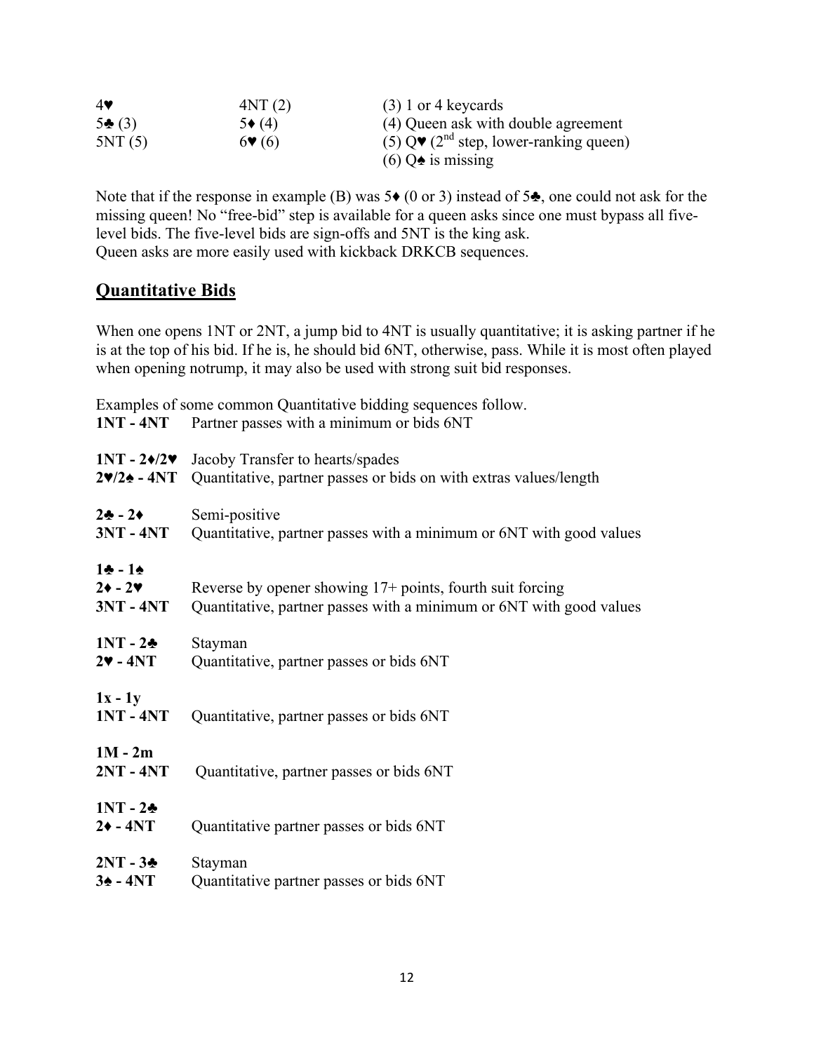| | | |
|---|---|---|
| 4♥ | 4NT (2) | (3) 1 or 4 keycards |
| 5♣ (3) | 5♦ (4) | (4) Queen ask with double agreement |
| 5NT (5) | 6♥ (6) | (5) Q♥ (2nd step, lower-ranking queen) |
| | | (6) Q♠ is missing |

Note that if the response in example (B) was 5♦ (0 or 3) instead of 5♣, one could not ask for the missing queen! No "free-bid" step is available for a queen asks since one must bypass all five-level bids. The five-level bids are sign-offs and 5NT is the king ask.
Queen asks are more easily used with kickback DRKCB sequences.

## Quantitative Bids

When one opens 1NT or 2NT, a jump bid to 4NT is usually quantitative; it is asking partner if he is at the top of his bid. If he is, he should bid 6NT, otherwise, pass. While it is most often played when opening notrump, it may also be used with strong suit bid responses.

Examples of some common Quantitative bidding sequences follow.

**1NT - 4NT** Partner passes with a minimum or bids 6NT

**1NT - 2♦/2♥** Jacoby Transfer to hearts/spades
**2♥/2♠ - 4NT** Quantitative, partner passes or bids on with extras values/length

**2♣ - 2♦** Semi-positive
**3NT - 4NT** Quantitative, partner passes with a minimum or 6NT with good values

**1♣ - 1♠**
**2♦ - 2♥** Reverse by opener showing 17+ points, fourth suit forcing
**3NT - 4NT** Quantitative, partner passes with a minimum or 6NT with good values

**1NT - 2♣** Stayman
**2♥ - 4NT** Quantitative, partner passes or bids 6NT

**1x - 1y**
**1NT - 4NT** Quantitative, partner passes or bids 6NT

**1M - 2m**
**2NT - 4NT** Quantitative, partner passes or bids 6NT

**1NT - 2♣**
**2♦ - 4NT** Quantitative partner passes or bids 6NT

**2NT - 3♣** Stayman
**3♠ - 4NT** Quantitative partner passes or bids 6NT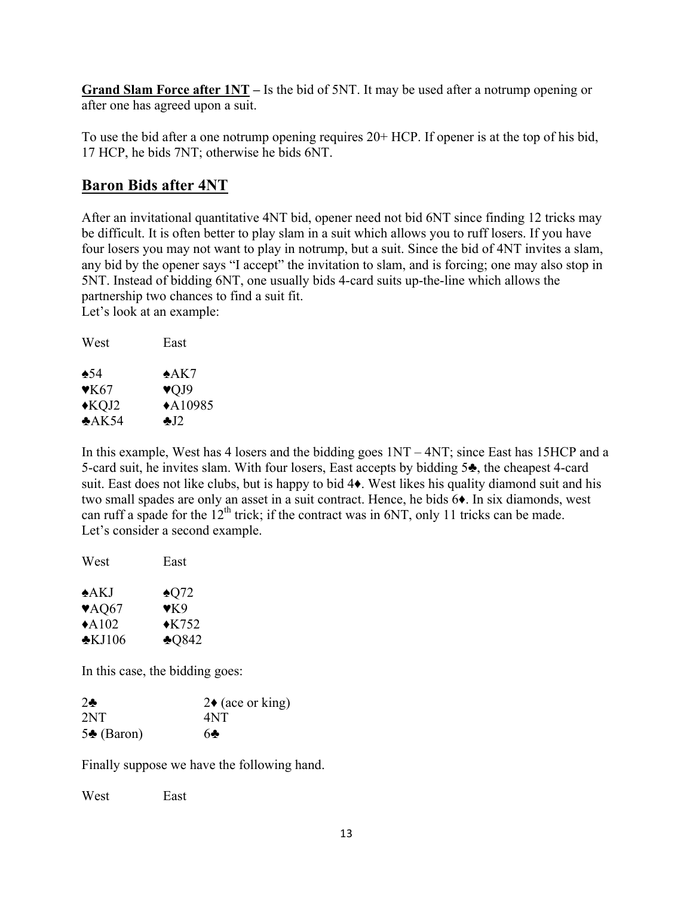**Grand Slam Force after 1NT** – Is the bid of 5NT. It may be used after a notrump opening or after one has agreed upon a suit.

To use the bid after a one notrump opening requires 20+ HCP. If opener is at the top of his bid, 17 HCP, he bids 7NT; otherwise he bids 6NT.

## Baron Bids after 4NT

After an invitational quantitative 4NT bid, opener need not bid 6NT since finding 12 tricks may be difficult. It is often better to play slam in a suit which allows you to ruff losers. If you have four losers you may not want to play in notrump, but a suit. Since the bid of 4NT invites a slam, any bid by the opener says "I accept" the invitation to slam, and is forcing; one may also stop in 5NT. Instead of bidding 6NT, one usually bids 4-card suits up-the-line which allows the partnership two chances to find a suit fit.
Let's look at an example:

| West | East |
|---|---|
| ♠54 | ♠AK7 |
| ♥K67 | ♥QJ9 |
| ♦KQJ2 | ♦A10985 |
| ♣AK54 | ♣J2 |

In this example, West has 4 losers and the bidding goes 1NT – 4NT; since East has 15HCP and a 5-card suit, he invites slam. With four losers, East accepts by bidding 5♣, the cheapest 4-card suit. East does not like clubs, but is happy to bid 4♦. West likes his quality diamond suit and his two small spades are only an asset in a suit contract. Hence, he bids 6♦. In six diamonds, west can ruff a spade for the 12th trick; if the contract was in 6NT, only 11 tricks can be made.
Let's consider a second example.

| West | East |
|---|---|
| ♠AKJ | ♠Q72 |
| ♥AQ67 | ♥K9 |
| ♦A102 | ♦K752 |
| ♣KJ106 | ♣Q842 |

In this case, the bidding goes:

| | |
|---|---|
| 2♣ | 2♦ (ace or king) |
| 2NT | 4NT |
| 5♣ (Baron) | 6♣ |

Finally suppose we have the following hand.

West East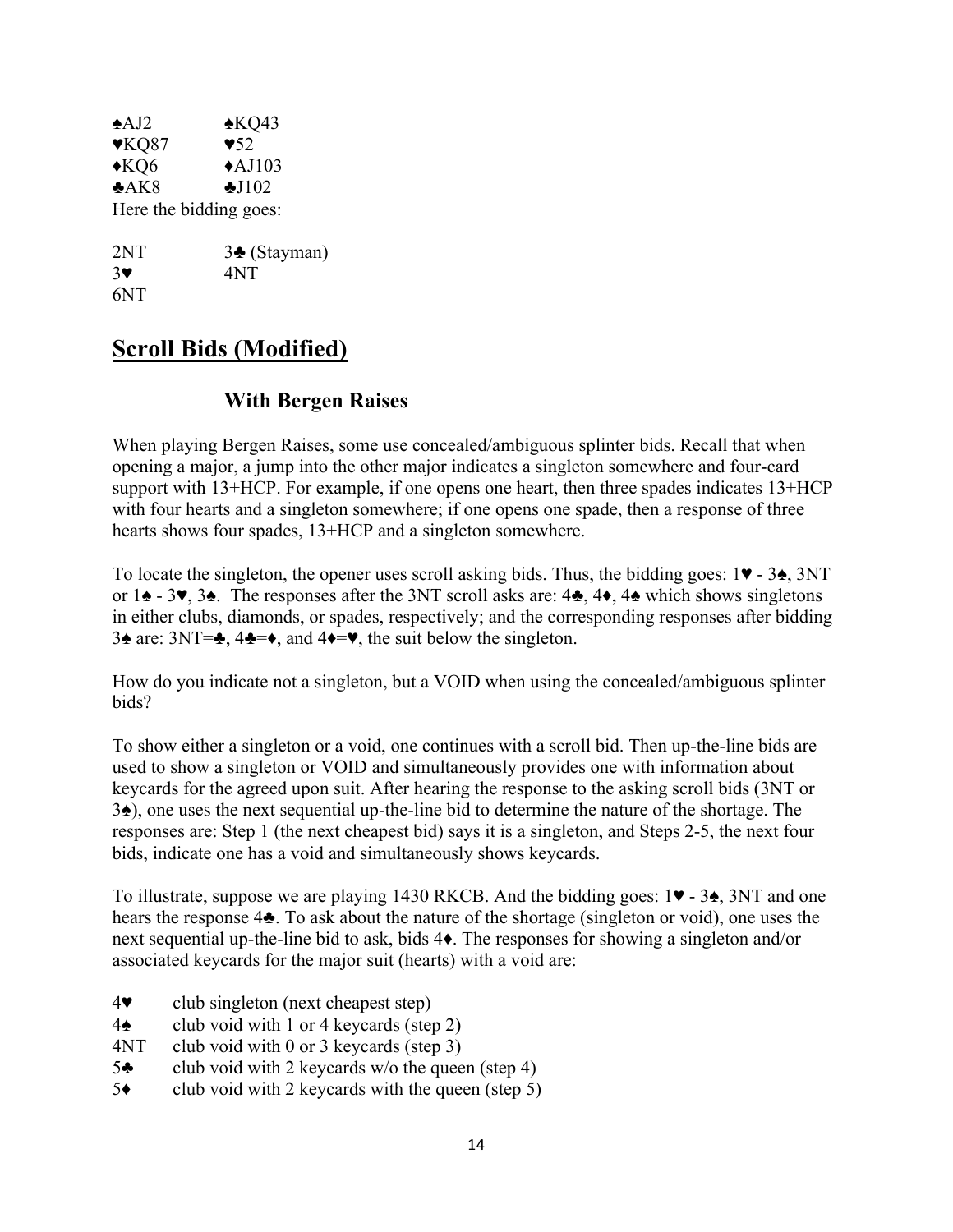| | |
|---|---|
| ♠AJ2 | ♠KQ43 |
| ♥KQ87 | ♥52 |
| ♦KQ6 | ♦AJ103 |
| ♣AK8 | ♣J102 |

Here the bidding goes:

| | |
|---|---|
| 2NT | 3♣ (Stayman) |
| 3♥ | 4NT |
| 6NT | |

## Scroll Bids (Modified)

### With Bergen Raises

When playing Bergen Raises, some use concealed/ambiguous splinter bids. Recall that when opening a major, a jump into the other major indicates a singleton somewhere and four-card support with 13+HCP. For example, if one opens one heart, then three spades indicates 13+HCP with four hearts and a singleton somewhere; if one opens one spade, then a response of three hearts shows four spades, 13+HCP and a singleton somewhere.

To locate the singleton, the opener uses scroll asking bids. Thus, the bidding goes: 1♥ - 3♠, 3NT or 1♠ - 3♥, 3♠. The responses after the 3NT scroll asks are: 4♣, 4♦, 4♠ which shows singletons in either clubs, diamonds, or spades, respectively; and the corresponding responses after bidding 3♠ are: 3NT=♣, 4♣=♦, and 4♦=♥, the suit below the singleton.

How do you indicate not a singleton, but a VOID when using the concealed/ambiguous splinter bids?

To show either a singleton or a void, one continues with a scroll bid. Then up-the-line bids are used to show a singleton or VOID and simultaneously provides one with information about keycards for the agreed upon suit. After hearing the response to the asking scroll bids (3NT or 3♠), one uses the next sequential up-the-line bid to determine the nature of the shortage. The responses are: Step 1 (the next cheapest bid) says it is a singleton, and Steps 2-5, the next four bids, indicate one has a void and simultaneously shows keycards.

To illustrate, suppose we are playing 1430 RKCB. And the bidding goes: 1♥ - 3♠, 3NT and one hears the response 4♣. To ask about the nature of the shortage (singleton or void), one uses the next sequential up-the-line bid to ask, bids 4♦. The responses for showing a singleton and/or associated keycards for the major suit (hearts) with a void are:

| | |
|---|---|
| 4♥ | club singleton (next cheapest step) |
| 4♠ | club void with 1 or 4 keycards (step 2) |
| 4NT | club void with 0 or 3 keycards (step 3) |
| 5♣ | club void with 2 keycards w/o the queen (step 4) |
| 5♦ | club void with 2 keycards with the queen (step 5) |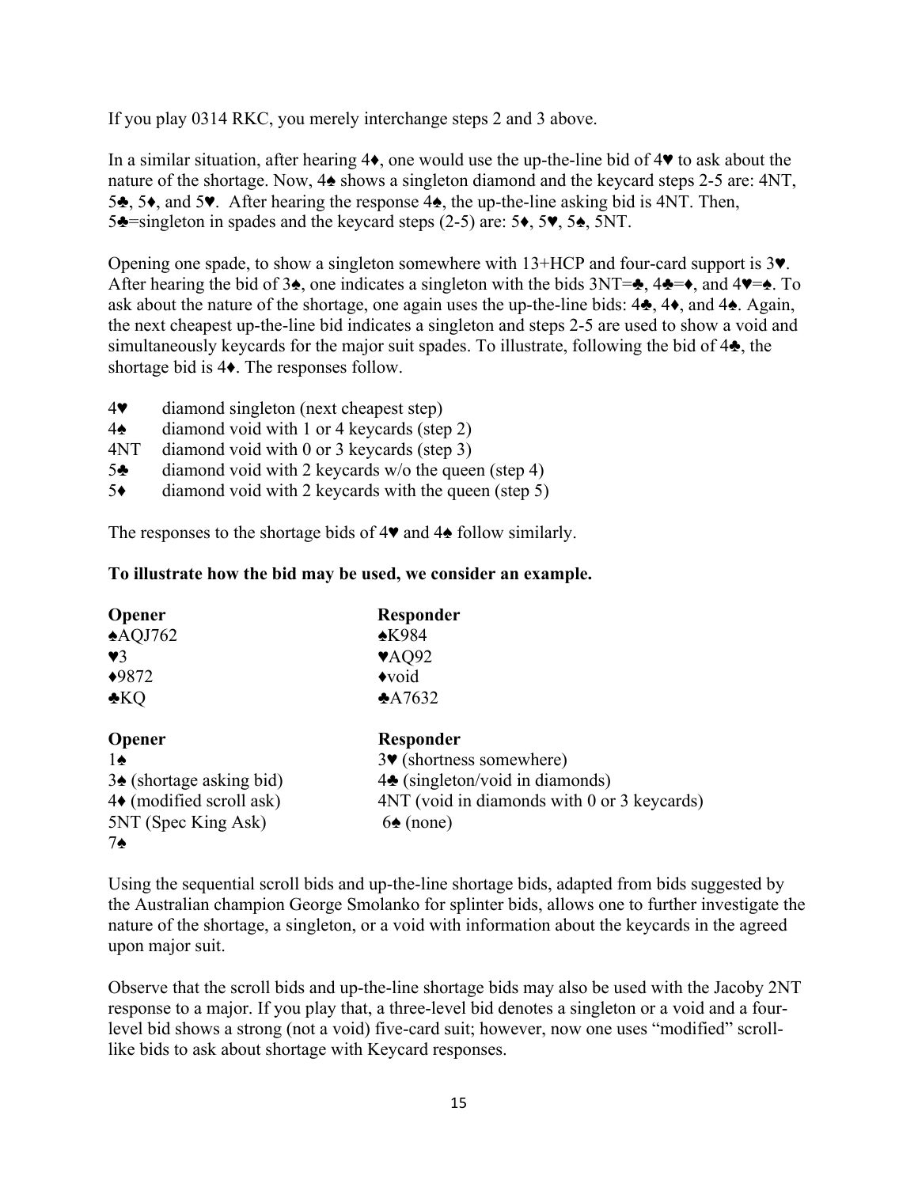If you play 0314 RKC, you merely interchange steps 2 and 3 above.

In a similar situation, after hearing 4♦, one would use the up-the-line bid of 4♥ to ask about the nature of the shortage. Now, 4♠ shows a singleton diamond and the keycard steps 2-5 are: 4NT, 5♣, 5♦, and 5♥. After hearing the response 4♠, the up-the-line asking bid is 4NT. Then, 5♣=singleton in spades and the keycard steps (2-5) are: 5♦, 5♥, 5♠, 5NT.

Opening one spade, to show a singleton somewhere with 13+HCP and four-card support is 3♥. After hearing the bid of 3♠, one indicates a singleton with the bids 3NT=♣, 4♣=♦, and 4♥=♠. To ask about the nature of the shortage, one again uses the up-the-line bids: 4♣, 4♦, and 4♠. Again, the next cheapest up-the-line bid indicates a singleton and steps 2-5 are used to show a void and simultaneously keycards for the major suit spades. To illustrate, following the bid of 4♣, the shortage bid is 4♦. The responses follow.

| | |
|---|---|
| 4♥ | diamond singleton (next cheapest step) |
| 4♠ | diamond void with 1 or 4 keycards (step 2) |
| 4NT | diamond void with 0 or 3 keycards (step 3) |
| 5♣ | diamond void with 2 keycards w/o the queen (step 4) |
| 5♦ | diamond void with 2 keycards with the queen (step 5) |

The responses to the shortage bids of 4♥ and 4♠ follow similarly.

**To illustrate how the bid may be used, we consider an example.**

| **Opener** | **Responder** |
|---|---|
| ♠AQJ762 | ♠K984 |
| ♥3 | ♥AQ92 |
| ♦9872 | ♦void |
| ♣KQ | ♣A7632 |

| **Opener** | **Responder** |
|---|---|
| 1♠ | 3♥ (shortness somewhere) |
| 3♠ (shortage asking bid) | 4♣ (singleton/void in diamonds) |
| 4♦ (modified scroll ask) | 4NT (void in diamonds with 0 or 3 keycards) |
| 5NT (Spec King Ask) | 6♠ (none) |
| 7♠ | |

Using the sequential scroll bids and up-the-line shortage bids, adapted from bids suggested by the Australian champion George Smolanko for splinter bids, allows one to further investigate the nature of the shortage, a singleton, or a void with information about the keycards in the agreed upon major suit.

Observe that the scroll bids and up-the-line shortage bids may also be used with the Jacoby 2NT response to a major. If you play that, a three-level bid denotes a singleton or a void and a four-level bid shows a strong (not a void) five-card suit; however, now one uses "modified" scroll-like bids to ask about shortage with Keycard responses.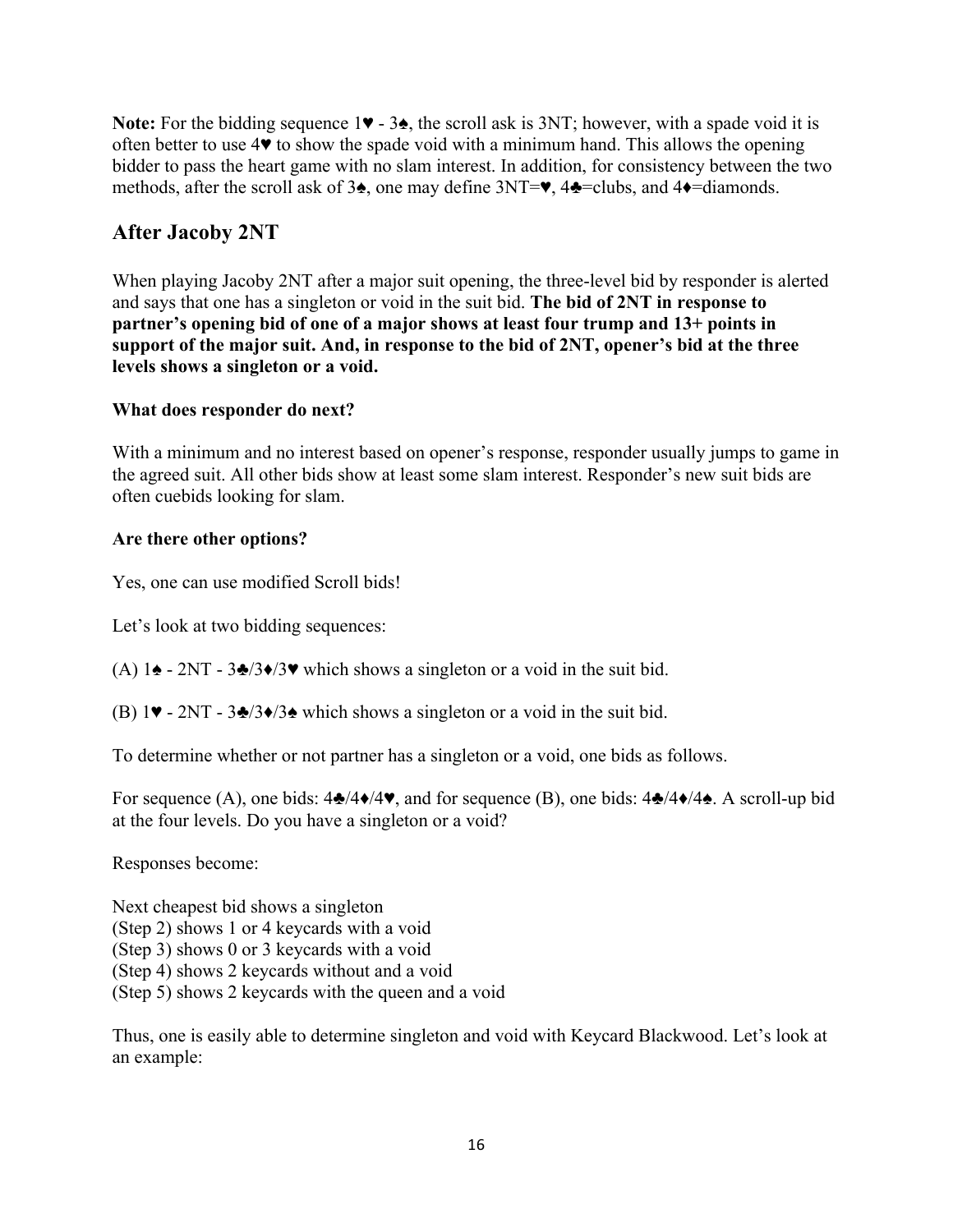**Note:** For the bidding sequence 1♥ - 3♠, the scroll ask is 3NT; however, with a spade void it is often better to use 4♥ to show the spade void with a minimum hand. This allows the opening bidder to pass the heart game with no slam interest. In addition, for consistency between the two methods, after the scroll ask of 3♠, one may define 3NT=♥, 4♣=clubs, and 4♦=diamonds.

## After Jacoby 2NT

When playing Jacoby 2NT after a major suit opening, the three-level bid by responder is alerted and says that one has a singleton or void in the suit bid. **The bid of 2NT in response to partner's opening bid of one of a major shows at least four trump and 13+ points in support of the major suit. And, in response to the bid of 2NT, opener's bid at the three levels shows a singleton or a void.**

**What does responder do next?**

With a minimum and no interest based on opener's response, responder usually jumps to game in the agreed suit. All other bids show at least some slam interest. Responder's new suit bids are often cuebids looking for slam.

**Are there other options?**

Yes, one can use modified Scroll bids!

Let's look at two bidding sequences:

(A) 1♠ - 2NT - 3♣/3♦/3♥ which shows a singleton or a void in the suit bid.

(B) 1♥ - 2NT - 3♣/3♦/3♠ which shows a singleton or a void in the suit bid.

To determine whether or not partner has a singleton or a void, one bids as follows.

For sequence (A), one bids: 4♣/4♦/4♥, and for sequence (B), one bids: 4♣/4♦/4♠. A scroll-up bid at the four levels. Do you have a singleton or a void?

Responses become:

Next cheapest bid shows a singleton  
(Step 2) shows 1 or 4 keycards with a void  
(Step 3) shows 0 or 3 keycards with a void  
(Step 4) shows 2 keycards without and a void  
(Step 5) shows 2 keycards with the queen and a void

Thus, one is easily able to determine singleton and void with Keycard Blackwood. Let's look at an example: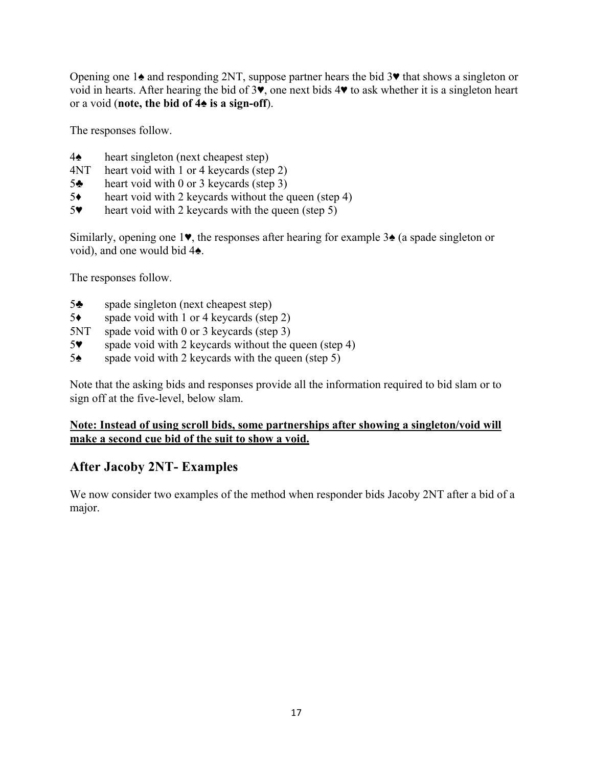Opening one 1♠ and responding 2NT, suppose partner hears the bid 3♥ that shows a singleton or void in hearts. After hearing the bid of 3♥, one next bids 4♥ to ask whether it is a singleton heart or a void (**note, the bid of 4♠ is a sign-off**).

The responses follow.

4♠ heart singleton (next cheapest step)
4NT heart void with 1 or 4 keycards (step 2)
5♣ heart void with 0 or 3 keycards (step 3)
5♦ heart void with 2 keycards without the queen (step 4)
5♥ heart void with 2 keycards with the queen (step 5)

Similarly, opening one 1♥, the responses after hearing for example 3♠ (a spade singleton or void), and one would bid 4♠.

The responses follow.

5♣ spade singleton (next cheapest step)
5♦ spade void with 1 or 4 keycards (step 2)
5NT spade void with 0 or 3 keycards (step 3)
5♥ spade void with 2 keycards without the queen (step 4)
5♠ spade void with 2 keycards with the queen (step 5)

Note that the asking bids and responses provide all the information required to bid slam or to sign off at the five-level, below slam.

**Note: Instead of using scroll bids, some partnerships after showing a singleton/void will make a second cue bid of the suit to show a void.**

## After Jacoby 2NT- Examples

We now consider two examples of the method when responder bids Jacoby 2NT after a bid of a major.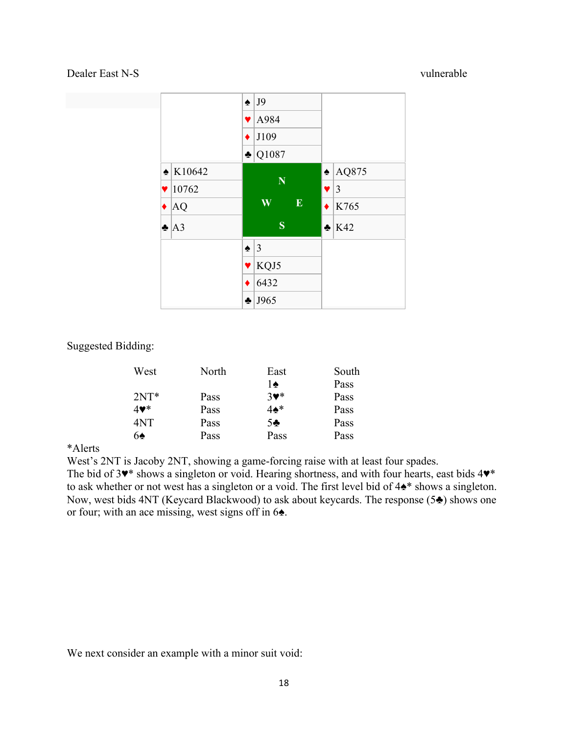Dealer East N-S vulnerable

| | North | |
|---|---|---|
| | ♠ J9 | |
| | ♥ A984 | |
| | ♦ J109 | |
| | ♣ Q1087 | |
| **West** | | **East** |
| ♠ K10642 | | ♠ AQ875 |
| ♥ 10762 | | ♥ 3 |
| ♦ AQ | | ♦ K765 |
| ♣ A3 | | ♣ K42 |
| | **South** | |
| | ♠ 3 | |
| | ♥ KQJ5 | |
| | ♦ 6432 | |
| | ♣ J965 | |

Suggested Bidding:

| West | North | East | South |
|---|---|---|---|
| | | 1♠ | Pass |
| 2NT* | Pass | 3♥* | Pass |
| 4♥* | Pass | 4♠* | Pass |
| 4NT | Pass | 5♣ | Pass |
| 6♠ | Pass | Pass | Pass |

*Alerts

West's 2NT is Jacoby 2NT, showing a game-forcing raise with at least four spades.
The bid of 3♥* shows a singleton or void. Hearing shortness, and with four hearts, east bids 4♥* to ask whether or not west has a singleton or a void. The first level bid of 4♠* shows a singleton. Now, west bids 4NT (Keycard Blackwood) to ask about keycards. The response (5♣) shows one or four; with an ace missing, west signs off in 6♠.

We next consider an example with a minor suit void: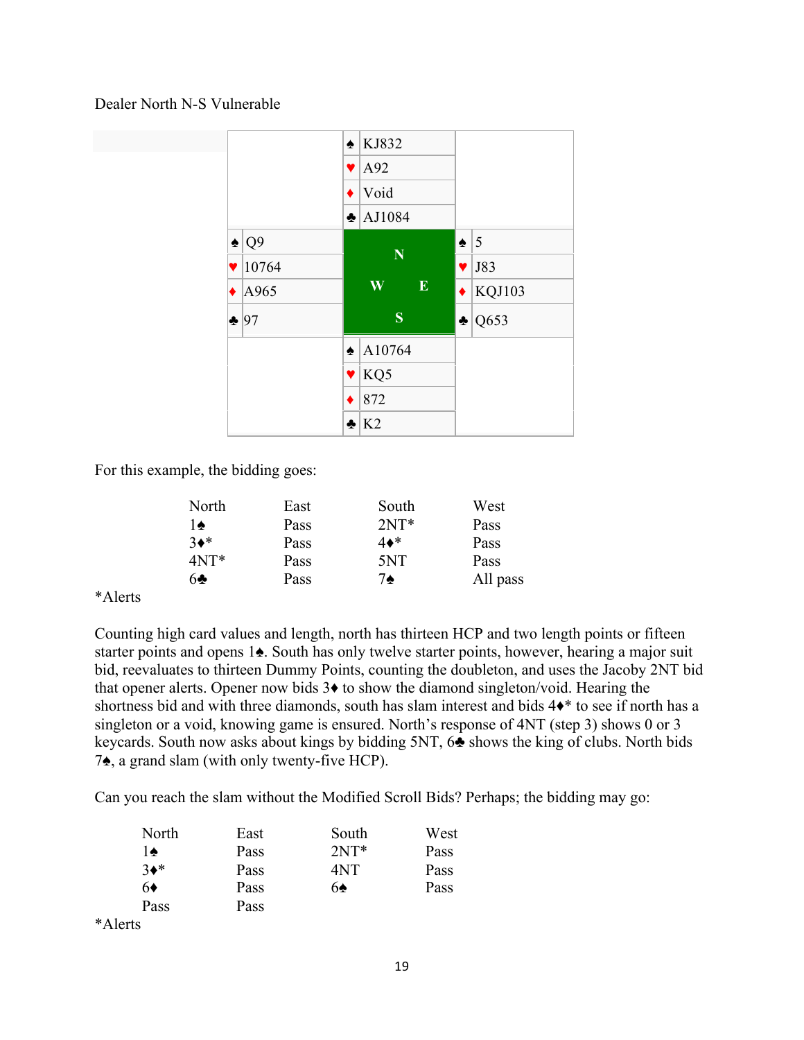Dealer North N-S Vulnerable

| | North | |
|---|---|---|
| | ♠ KJ832 | |
| | ♥ A92 | |
| | ♦ Void | |
| | ♣ AJ1084 | |
| **West** | | **East** |
| ♠ Q9 | | ♠ 5 |
| ♥ 10764 | | ♥ J83 |
| ♦ A965 | | ♦ KQJ103 |
| ♣ 97 | | ♣ Q653 |
| | **South** | |
| | ♠ A10764 | |
| | ♥ KQ5 | |
| | ♦ 872 | |
| | ♣ K2 | |

For this example, the bidding goes:

| North | East | South | West |
|---|---|---|---|
| 1♠ | Pass | 2NT* | Pass |
| 3♦* | Pass | 4♦* | Pass |
| 4NT* | Pass | 5NT | Pass |
| 6♣ | Pass | 7♠ | All pass |

*Alerts

Counting high card values and length, north has thirteen HCP and two length points or fifteen starter points and opens 1♠. South has only twelve starter points, however, hearing a major suit bid, reevaluates to thirteen Dummy Points, counting the doubleton, and uses the Jacoby 2NT bid that opener alerts. Opener now bids 3♦ to show the diamond singleton/void. Hearing the shortness bid and with three diamonds, south has slam interest and bids 4♦* to see if north has a singleton or a void, knowing game is ensured. North's response of 4NT (step 3) shows 0 or 3 keycards. South now asks about kings by bidding 5NT, 6♣ shows the king of clubs. North bids 7♠, a grand slam (with only twenty-five HCP).

Can you reach the slam without the Modified Scroll Bids? Perhaps; the bidding may go:

| North | East | South | West |
|---|---|---|---|
| 1♠ | Pass | 2NT* | Pass |
| 3♦* | Pass | 4NT | Pass |
| 6♦ | Pass | 6♠ | Pass |
| Pass | Pass | | |

*Alerts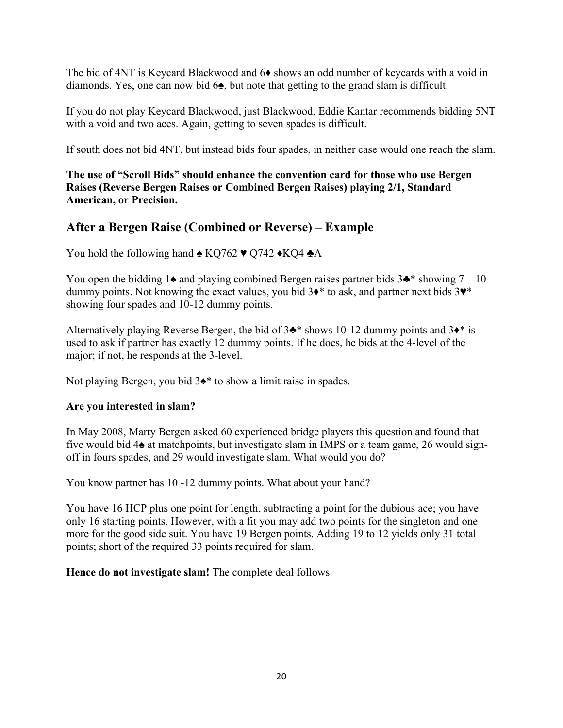The bid of 4NT is Keycard Blackwood and 6♦ shows an odd number of keycards with a void in diamonds. Yes, one can now bid 6♠, but note that getting to the grand slam is difficult.

If you do not play Keycard Blackwood, just Blackwood, Eddie Kantar recommends bidding 5NT with a void and two aces. Again, getting to seven spades is difficult.

If south does not bid 4NT, but instead bids four spades, in neither case would one reach the slam.

**The use of "Scroll Bids" should enhance the convention card for those who use Bergen Raises (Reverse Bergen Raises or Combined Bergen Raises) playing 2/1, Standard American, or Precision.**

## After a Bergen Raise (Combined or Reverse) – Example

You hold the following hand ♠ KQ762 ♥ Q742 ♦KQ4 ♣A

You open the bidding 1♠ and playing combined Bergen raises partner bids 3♣* showing 7 – 10 dummy points. Not knowing the exact values, you bid 3♦* to ask, and partner next bids 3♥* showing four spades and 10-12 dummy points.

Alternatively playing Reverse Bergen, the bid of 3♣* shows 10-12 dummy points and 3♦* is used to ask if partner has exactly 12 dummy points. If he does, he bids at the 4-level of the major; if not, he responds at the 3-level.

Not playing Bergen, you bid 3♠* to show a limit raise in spades.

**Are you interested in slam?**

In May 2008, Marty Bergen asked 60 experienced bridge players this question and found that five would bid 4♠ at matchpoints, but investigate slam in IMPS or a team game, 26 would sign-off in fours spades, and 29 would investigate slam. What would you do?

You know partner has 10 -12 dummy points. What about your hand?

You have 16 HCP plus one point for length, subtracting a point for the dubious ace; you have only 16 starting points. However, with a fit you may add two points for the singleton and one more for the good side suit. You have 19 Bergen points. Adding 19 to 12 yields only 31 total points; short of the required 33 points required for slam.

**Hence do not investigate slam!** The complete deal follows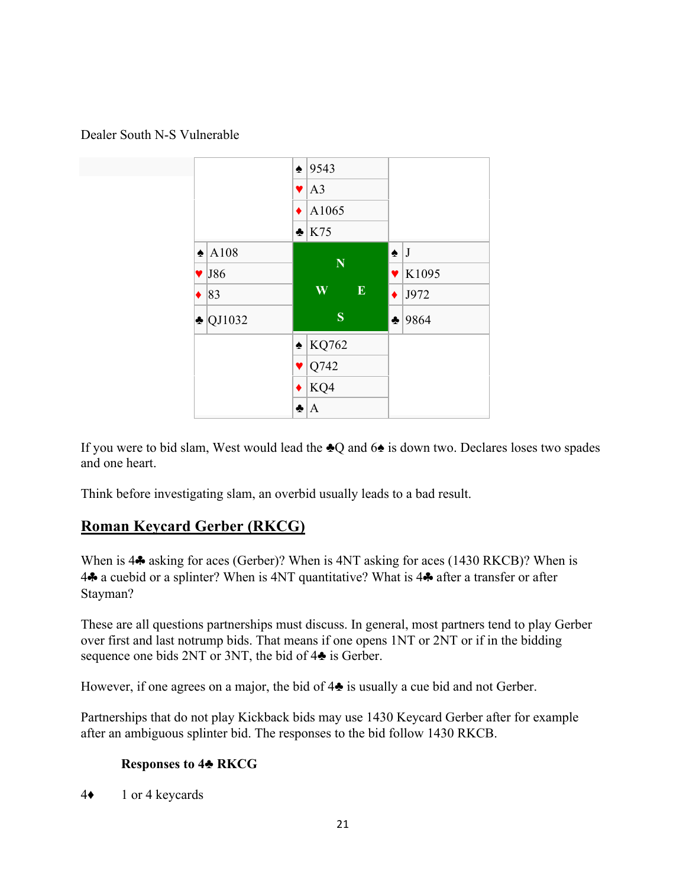Dealer South N-S Vulnerable

| | North | |
|---|---|---|
| | ♠ 9543<br>♥ A3<br>♦ A1065<br>♣ K75 | |
| **West** | | **East** |
| ♠ A108<br>♥ J86<br>♦ 83<br>♣ QJ1032 | N<br>W E<br>S | ♠ J<br>♥ K1095<br>♦ J972<br>♣ 9864 |
| | **South** | |
| | ♠ KQ762<br>♥ Q742<br>♦ KQ4<br>♣ A | |

If you were to bid slam, West would lead the ♣Q and 6♠ is down two. Declares loses two spades and one heart.

Think before investigating slam, an overbid usually leads to a bad result.

## Roman Keycard Gerber (RKCG)

When is 4♣ asking for aces (Gerber)? When is 4NT asking for aces (1430 RKCB)? When is 4♣ a cuebid or a splinter? When is 4NT quantitative? What is 4♣ after a transfer or after Stayman?

These are all questions partnerships must discuss. In general, most partners tend to play Gerber over first and last notrump bids. That means if one opens 1NT or 2NT or if in the bidding sequence one bids 2NT or 3NT, the bid of 4♣ is Gerber.

However, if one agrees on a major, the bid of 4♣ is usually a cue bid and not Gerber.

Partnerships that do not play Kickback bids may use 1430 Keycard Gerber after for example after an ambiguous splinter bid. The responses to the bid follow 1430 RKCB.

**Responses to 4♣ RKCG**

4♦ 1 or 4 keycards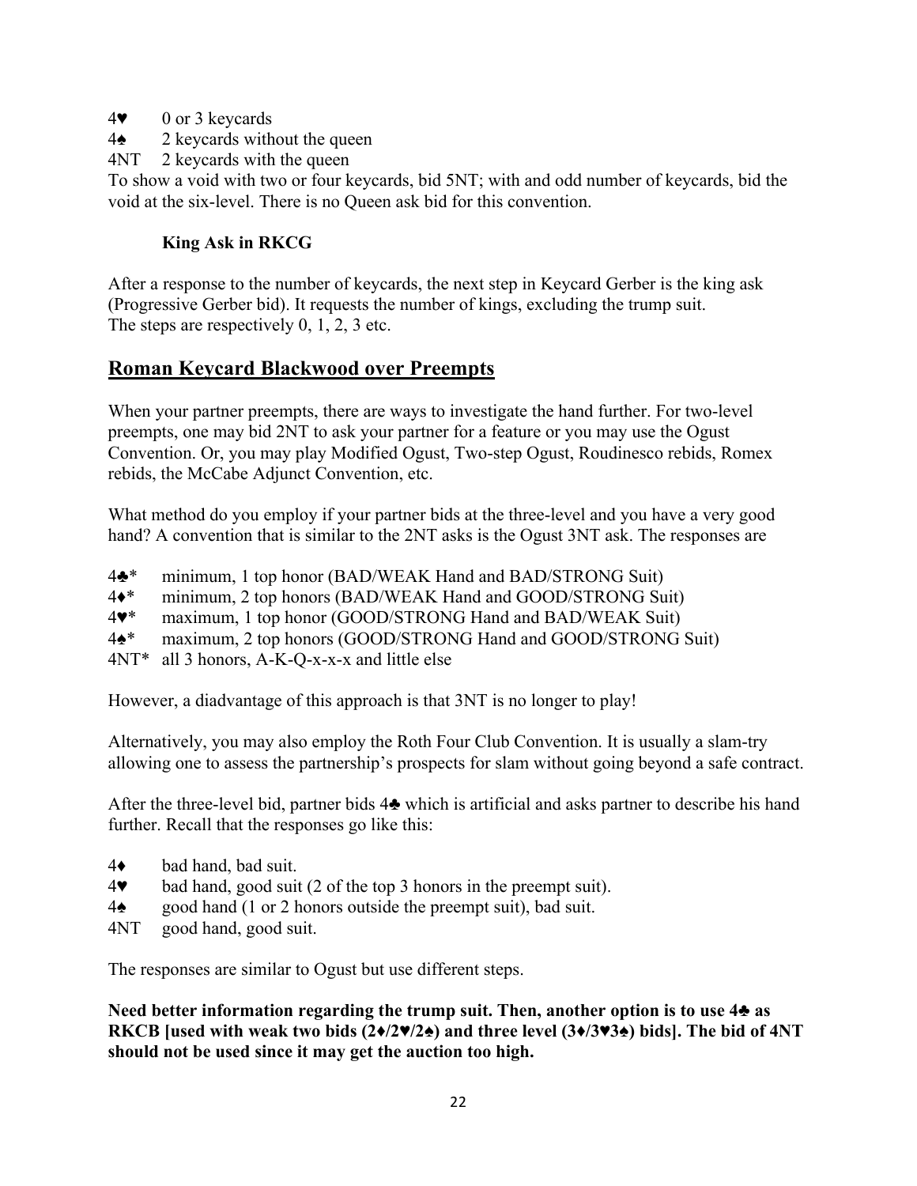4♥ 0 or 3 keycards
4♠ 2 keycards without the queen
4NT 2 keycards with the queen
To show a void with two or four keycards, bid 5NT; with and odd number of keycards, bid the void at the six-level. There is no Queen ask bid for this convention.

### King Ask in RKCG

After a response to the number of keycards, the next step in Keycard Gerber is the king ask (Progressive Gerber bid). It requests the number of kings, excluding the trump suit.
The steps are respectively 0, 1, 2, 3 etc.

## Roman Keycard Blackwood over Preempts

When your partner preempts, there are ways to investigate the hand further. For two-level preempts, one may bid 2NT to ask your partner for a feature or you may use the Ogust Convention. Or, you may play Modified Ogust, Two-step Ogust, Roudinesco rebids, Romex rebids, the McCabe Adjunct Convention, etc.

What method do you employ if your partner bids at the three-level and you have a very good hand? A convention that is similar to the 2NT asks is the Ogust 3NT ask. The responses are

4♣* minimum, 1 top honor (BAD/WEAK Hand and BAD/STRONG Suit)
4♦* minimum, 2 top honors (BAD/WEAK Hand and GOOD/STRONG Suit)
4♥* maximum, 1 top honor (GOOD/STRONG Hand and BAD/WEAK Suit)
4♠* maximum, 2 top honors (GOOD/STRONG Hand and GOOD/STRONG Suit)
4NT* all 3 honors, A-K-Q-x-x-x and little else

However, a diadvantage of this approach is that 3NT is no longer to play!

Alternatively, you may also employ the Roth Four Club Convention. It is usually a slam-try allowing one to assess the partnership's prospects for slam without going beyond a safe contract.

After the three-level bid, partner bids 4♣ which is artificial and asks partner to describe his hand further. Recall that the responses go like this:

4♦ bad hand, bad suit.
4♥ bad hand, good suit (2 of the top 3 honors in the preempt suit).
4♠ good hand (1 or 2 honors outside the preempt suit), bad suit.
4NT good hand, good suit.

The responses are similar to Ogust but use different steps.

**Need better information regarding the trump suit. Then, another option is to use 4♣ as RKCB [used with weak two bids (2♦/2♥/2♠) and three level (3♦/3♥3♠) bids]. The bid of 4NT should not be used since it may get the auction too high.**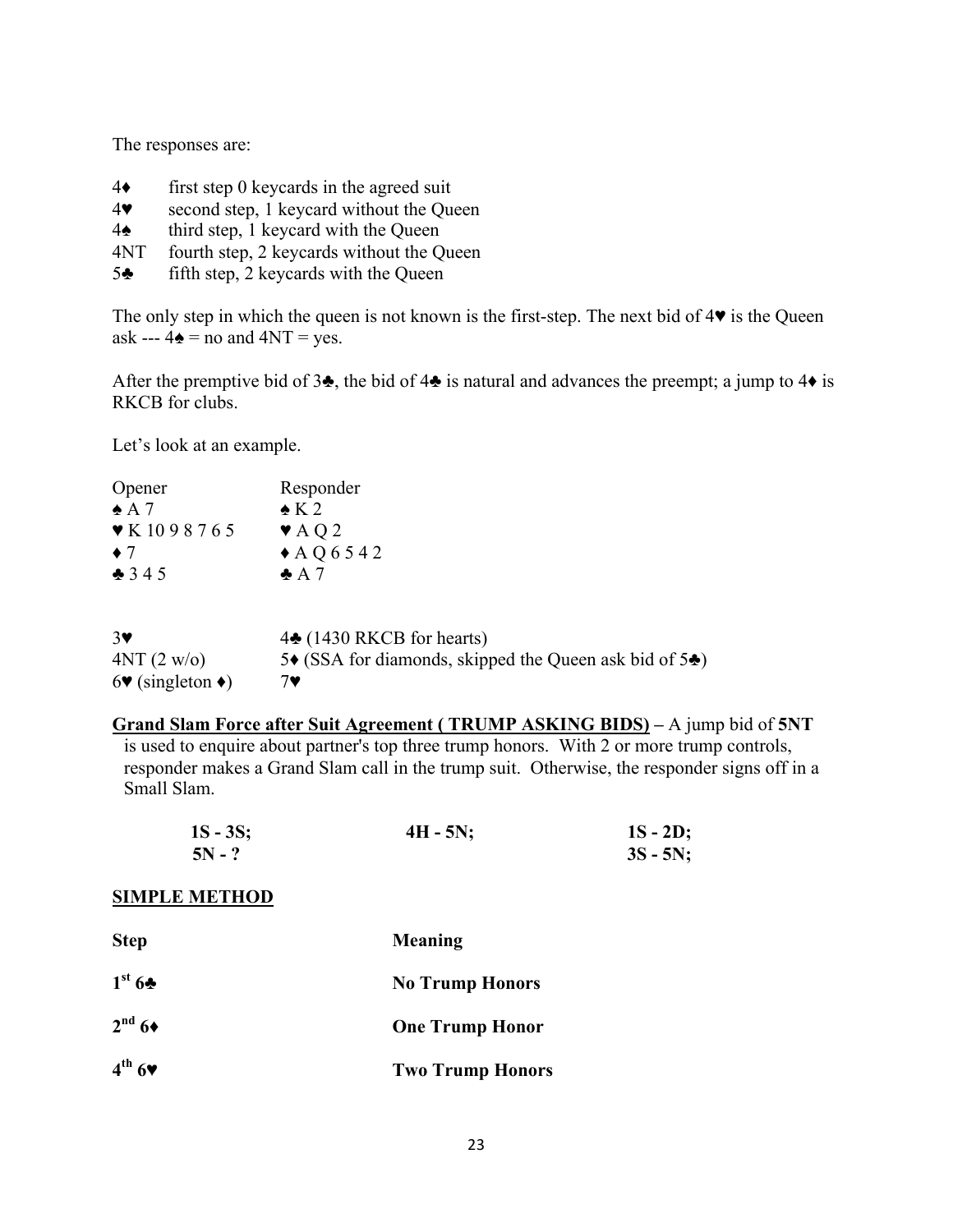The responses are:

| | |
|---|---|
| 4♦ | first step 0 keycards in the agreed suit |
| 4♥ | second step, 1 keycard without the Queen |
| 4♠ | third step, 1 keycard with the Queen |
| 4NT | fourth step, 2 keycards without the Queen |
| 5♣ | fifth step, 2 keycards with the Queen |

The only step in which the queen is not known is the first-step. The next bid of 4♥ is the Queen ask --- 4♠ = no and 4NT = yes.

After the premptive bid of 3♣, the bid of 4♣ is natural and advances the preempt; a jump to 4♦ is RKCB for clubs.

Let's look at an example.

| Opener | Responder |
|---|---|
| ♠ A 7 | ♠ K 2 |
| ♥ K 10 9 8 7 6 5 | ♥ A Q 2 |
| ♦ 7 | ♦ A Q 6 5 4 2 |
| ♣ 3 4 5 | ♣ A 7 |

| | |
|---|---|
| 3♥ | 4♣ (1430 RKCB for hearts) |
| 4NT (2 w/o) | 5♦ (SSA for diamonds, skipped the Queen ask bid of 5♣) |
| 6♥ (singleton ♦) | 7♥ |

**Grand Slam Force after Suit Agreement ( TRUMP ASKING BIDS)** – A jump bid of **5NT** is used to enquire about partner's top three trump honors. With 2 or more trump controls, responder makes a Grand Slam call in the trump suit. Otherwise, the responder signs off in a Small Slam.

| | | |
|---|---|---|
| **1S - 3S;** | **4H - 5N;** | **1S - 2D;** |
| **5N - ?** | | **3S - 5N;** |

**SIMPLE METHOD**

| **Step** | **Meaning** |
|---|---|
| **1st 6♣** | **No Trump Honors** |
| **2nd 6♦** | **One Trump Honor** |
| **4th 6♥** | **Two Trump Honors** |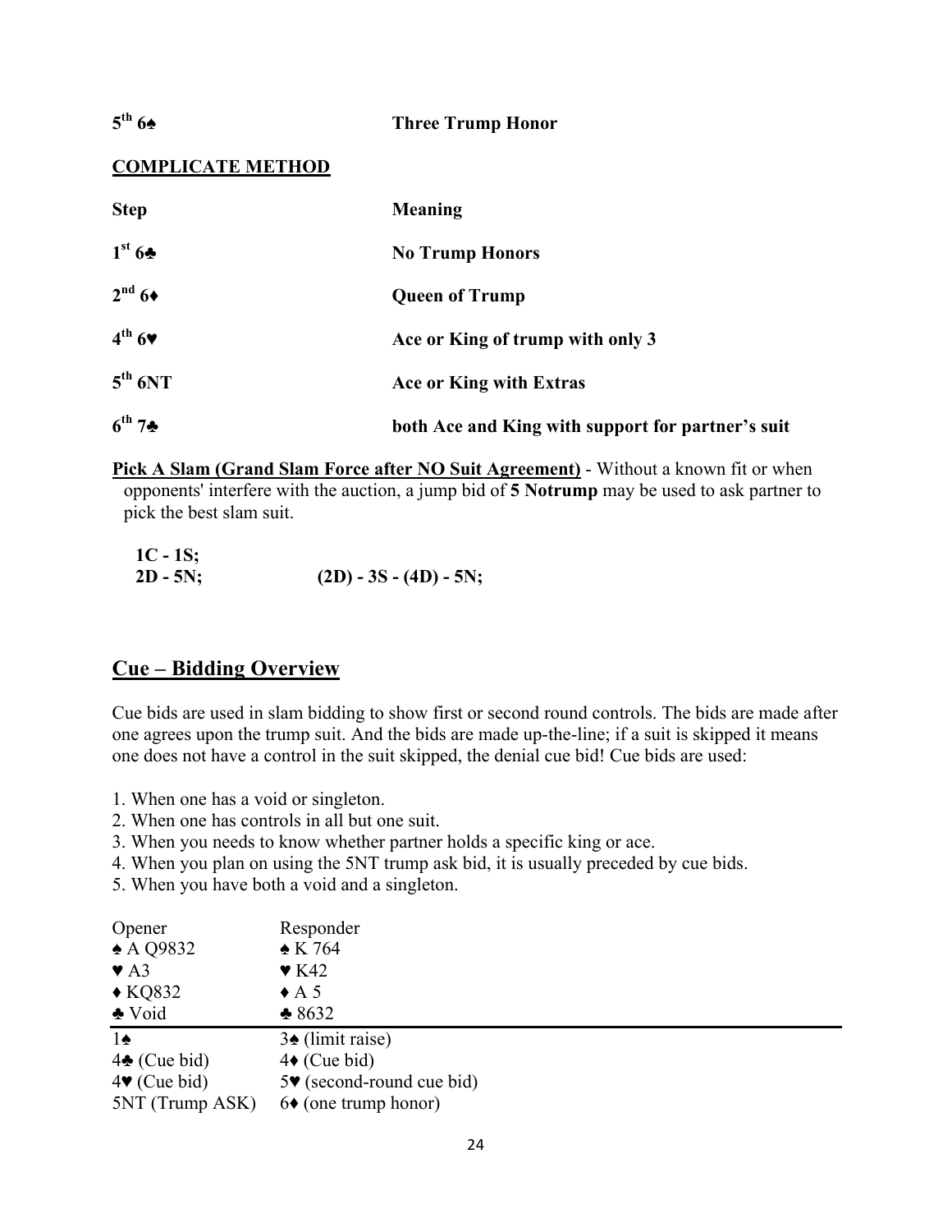| | |
|---|---|
| **5th 6♠** | **Three Trump Honor** |

**COMPLICATE METHOD**

| **Step** | **Meaning** |
|---|---|
| **1st 6♣** | **No Trump Honors** |
| **2nd 6♦** | **Queen of Trump** |
| **4th 6♥** | **Ace or King of trump with only 3** |
| **5th 6NT** | **Ace or King with Extras** |
| **6th 7♣** | **both Ace and King with support for partner's suit** |

**Pick A Slam (Grand Slam Force after NO Suit Agreement)** - Without a known fit or when opponents' interfere with the auction, a jump bid of **5 Notrump** may be used to ask partner to pick the best slam suit.

**1C - 1S;**
**2D - 5N;** &nbsp;&nbsp;&nbsp;&nbsp;&nbsp;&nbsp;&nbsp;&nbsp; **(2D) - 3S - (4D) - 5N;**

## Cue – Bidding Overview

Cue bids are used in slam bidding to show first or second round controls. The bids are made after one agrees upon the trump suit. And the bids are made up-the-line; if a suit is skipped it means one does not have a control in the suit skipped, the denial cue bid! Cue bids are used:

1. When one has a void or singleton.
2. When one has controls in all but one suit.
3. When you needs to know whether partner holds a specific king or ace.
4. When you plan on using the 5NT trump ask bid, it is usually preceded by cue bids.
5. When you have both a void and a singleton.

| Opener | Responder |
|---|---|
| ♠ A Q9832 | ♠ K 764 |
| ♥ A3 | ♥ K42 |
| ♦ KQ832 | ♦ A 5 |
| ♣ Void | ♣ 8632 |
| 1♠ | 3♠ (limit raise) |
| 4♣ (Cue bid) | 4♦ (Cue bid) |
| 4♥ (Cue bid) | 5♥ (second-round cue bid) |
| 5NT (Trump ASK) | 6♦ (one trump honor) |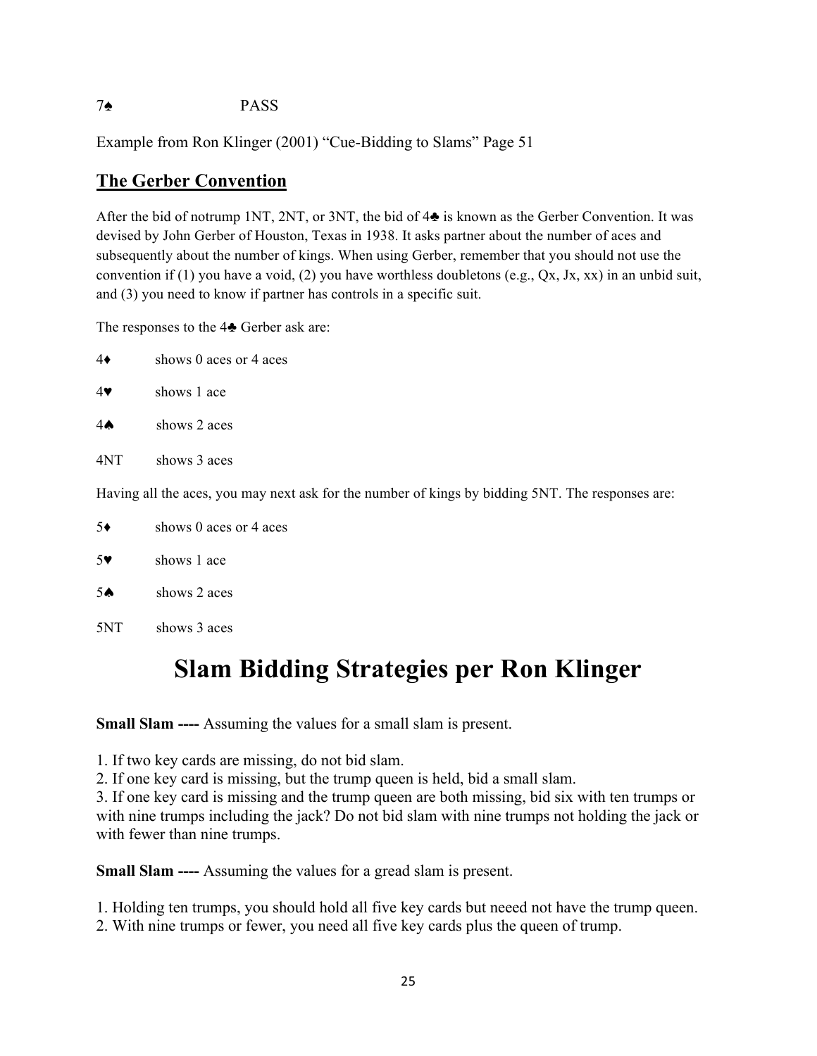7♠ PASS

Example from Ron Klinger (2001) "Cue-Bidding to Slams" Page 51

## The Gerber Convention

After the bid of notrump 1NT, 2NT, or 3NT, the bid of 4♣ is known as the Gerber Convention. It was devised by John Gerber of Houston, Texas in 1938. It asks partner about the number of aces and subsequently about the number of kings. When using Gerber, remember that you should not use the convention if (1) you have a void, (2) you have worthless doubletons (e.g., Qx, Jx, xx) in an unbid suit, and (3) you need to know if partner has controls in a specific suit.

The responses to the 4♣ Gerber ask are:

4♦ shows 0 aces or 4 aces

4♥ shows 1 ace

4♠ shows 2 aces

4NT shows 3 aces

Having all the aces, you may next ask for the number of kings by bidding 5NT. The responses are:

5♦ shows 0 aces or 4 aces

5♥ shows 1 ace

5♠ shows 2 aces

5NT shows 3 aces

# Slam Bidding Strategies per Ron Klinger

**Small Slam ----** Assuming the values for a small slam is present.

1. If two key cards are missing, do not bid slam.
2. If one key card is missing, but the trump queen is held, bid a small slam.
3. If one key card is missing and the trump queen are both missing, bid six with ten trumps or with nine trumps including the jack? Do not bid slam with nine trumps not holding the jack or with fewer than nine trumps.

**Small Slam ----** Assuming the values for a gread slam is present.

1. Holding ten trumps, you should hold all five key cards but neeed not have the trump queen.
2. With nine trumps or fewer, you need all five key cards plus the queen of trump.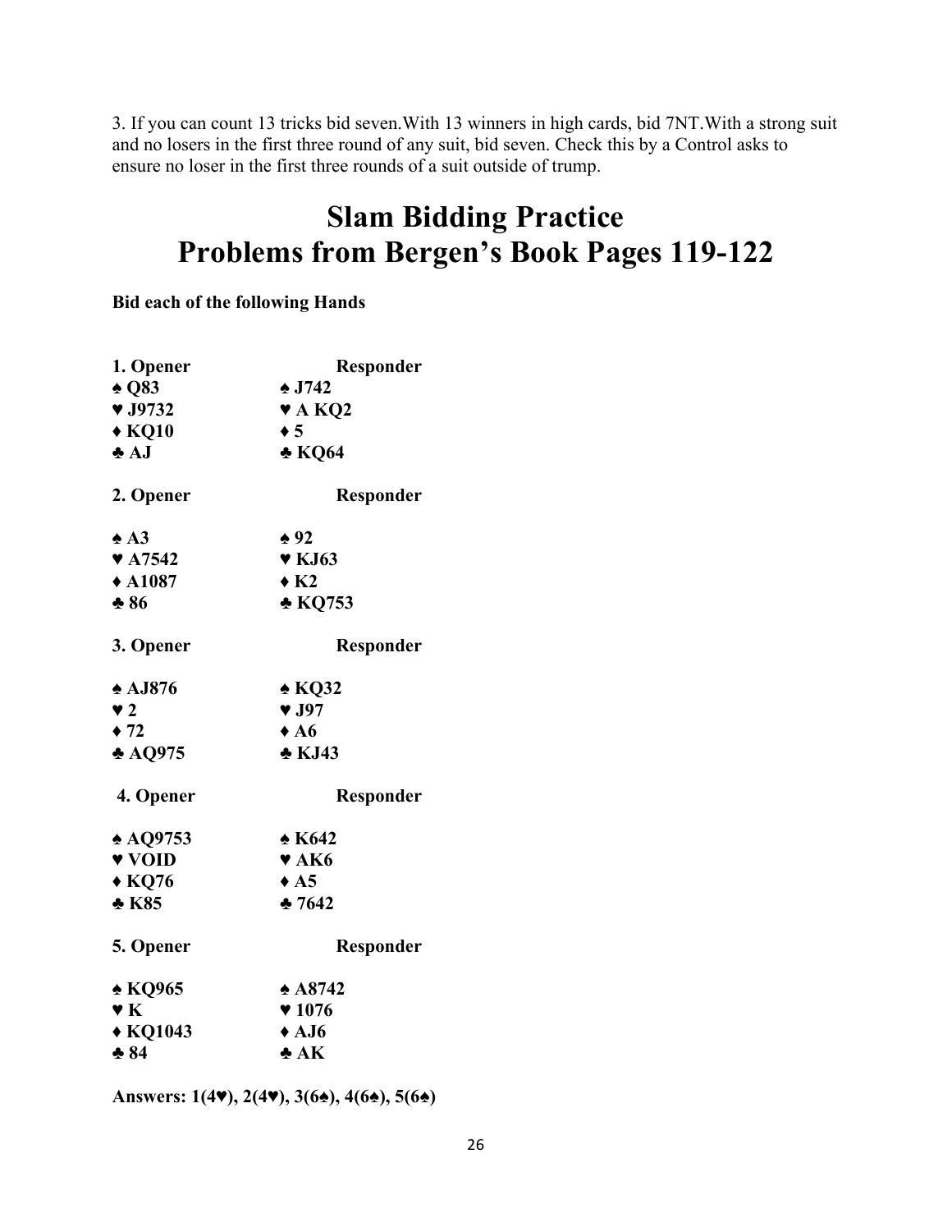3. If you can count 13 tricks bid seven.With 13 winners in high cards, bid 7NT.With a strong suit and no losers in the first three round of any suit, bid seven. Check this by a Control asks to ensure no loser in the first three rounds of a suit outside of trump.

# Slam Bidding Practice
# Problems from Bergen's Book Pages 119-122

**Bid each of the following Hands**

| **1. Opener** | **Responder** |
|---|---|
| **♠ Q83** | **♠ J742** |
| **♥ J9732** | **♥ A KQ2** |
| **♦ KQ10** | **♦ 5** |
| **♣ AJ** | **♣ KQ64** |

| **2. Opener** | **Responder** |
|---|---|
| **♠ A3** | **♠ 92** |
| **♥ A7542** | **♥ KJ63** |
| **♦ A1087** | **♦ K2** |
| **♣ 86** | **♣ KQ753** |

| **3. Opener** | **Responder** |
|---|---|
| **♠ AJ876** | **♠ KQ32** |
| **♥ 2** | **♥ J97** |
| **♦ 72** | **♦ A6** |
| **♣ AQ975** | **♣ KJ43** |

| **4. Opener** | **Responder** |
|---|---|
| **♠ AQ9753** | **♠ K642** |
| **♥ VOID** | **♥ AK6** |
| **♦ KQ76** | **♦ A5** |
| **♣ K85** | **♣ 7642** |

| **5. Opener** | **Responder** |
|---|---|
| **♠ KQ965** | **♠ A8742** |
| **♥ K** | **♥ 1076** |
| **♦ KQ1043** | **♦ AJ6** |
| **♣ 84** | **♣ AK** |

**Answers: 1(4♥), 2(4♥), 3(6♠), 4(6♠), 5(6♠)**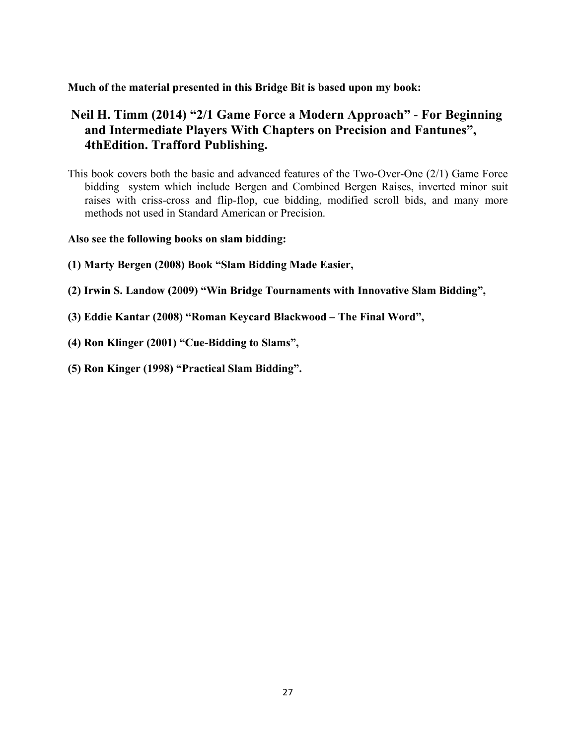**Much of the material presented in this Bridge Bit is based upon my book:**

## Neil H. Timm (2014) "2/1 Game Force a Modern Approach" - For Beginning and Intermediate Players With Chapters on Precision and Fantunes", 4thEdition. Trafford Publishing.

This book covers both the basic and advanced features of the Two-Over-One (2/1) Game Force bidding system which include Bergen and Combined Bergen Raises, inverted minor suit raises with criss-cross and flip-flop, cue bidding, modified scroll bids, and many more methods not used in Standard American or Precision.

**Also see the following books on slam bidding:**

**(1) Marty Bergen (2008) Book "Slam Bidding Made Easier,**

**(2) Irwin S. Landow (2009) "Win Bridge Tournaments with Innovative Slam Bidding",**

**(3) Eddie Kantar (2008) "Roman Keycard Blackwood – The Final Word",**

**(4) Ron Klinger (2001) "Cue-Bidding to Slams",**

**(5) Ron Kinger (1998) "Practical Slam Bidding".**